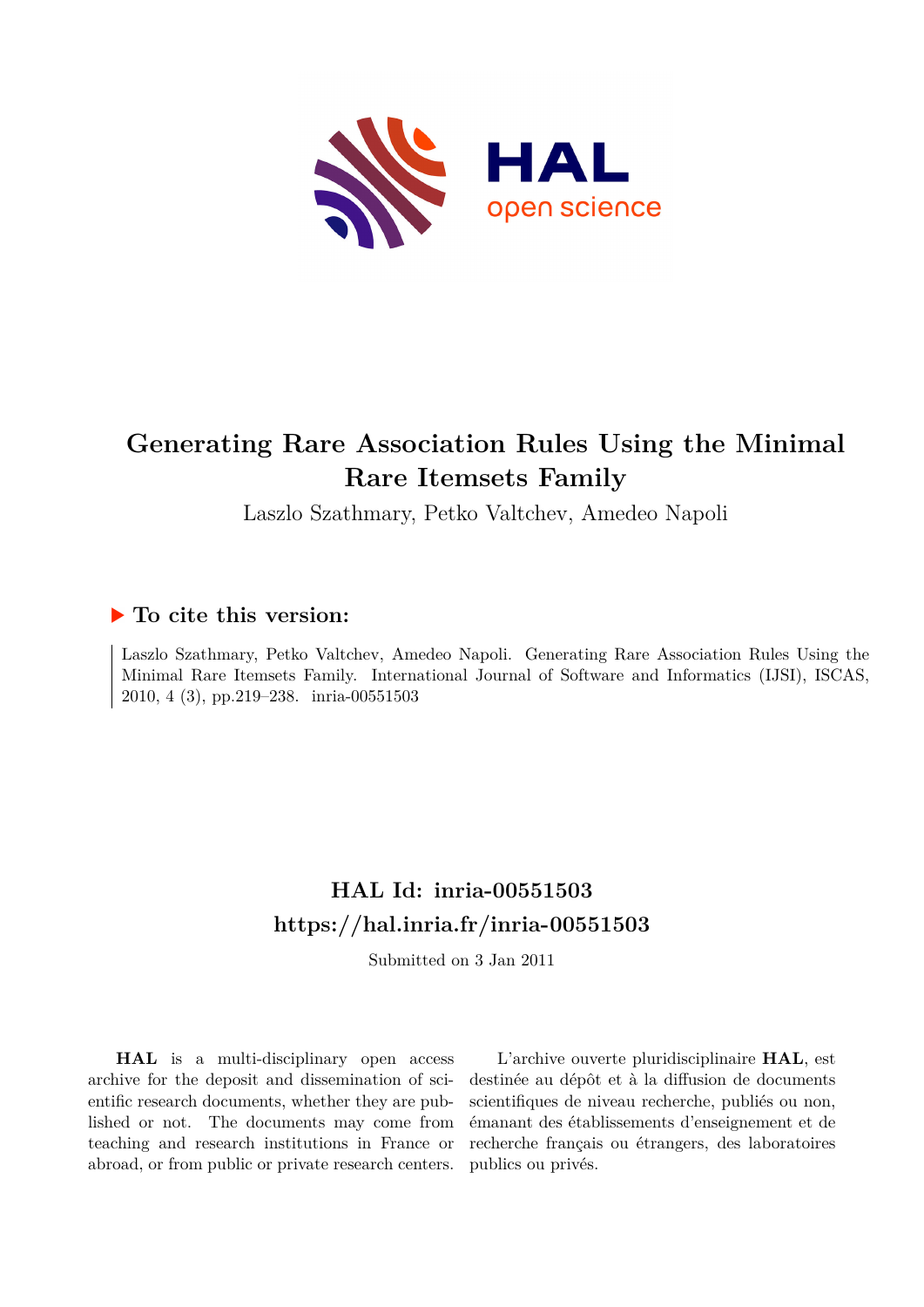# Generating Rare Association Rules Using the Minimal Rare Itemsets Family

Laszlo Szathmary, Petko Valtchev, Amedeo Napoli

## ▶ To cite this version:

Laszlo Szathmary, Petko Valtchev, Amedeo Napoli. Generating Rare Association Rules Using the Minimal Rare Itemsets Family. International Journal of Software and Informatics (IJSI), ISCAS, 2010, 4 (3), pp.219–238. inria-00551503

## HAL Id: inria-00551503

## https://hal.inria.fr/inria-00551503

Submitted on 3 Jan 2011

**HAL** is a multi-disciplinary open access archive for the deposit and dissemination of scientific research documents, whether they are published or not. The documents may come from teaching and research institutions in France or abroad, or from public or private research centers.

L'archive ouverte pluridisciplinaire **HAL**, est destinée au dépôt et à la diffusion de documents scientifiques de niveau recherche, publiés ou non, émanant des établissements d'enseignement et de recherche français ou étrangers, des laboratoires publics ou privés.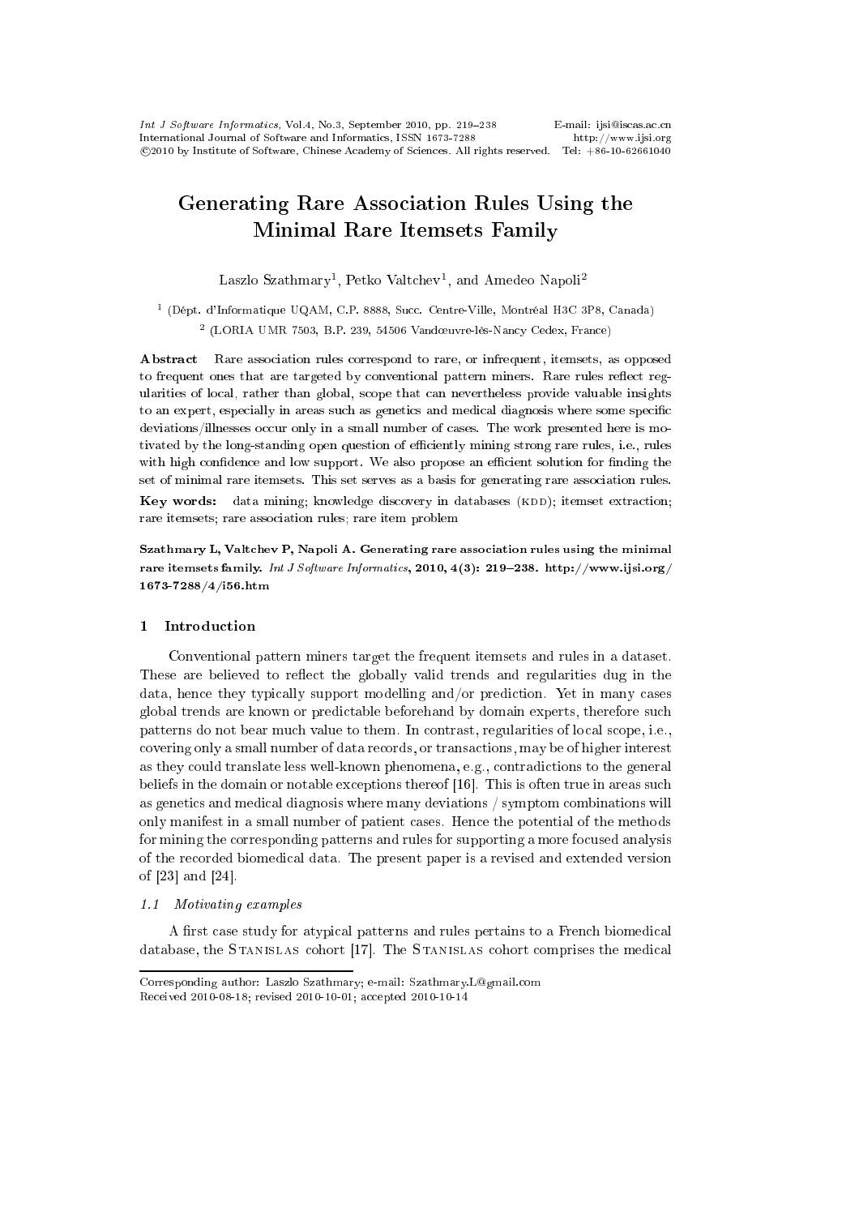# Generating Rare Association Rules Using the Minimal Rare Itemsets Family

Laszlo Szathmary[1], Petko Valtchev[1], and Amedeo Napoli[2]

[1] (Dépt. d'Informatique UQAM, C.P. 8888, Succ. Centre-Ville, Montréal H3C 3P8, Canada)

[2] (LORIA UMR 7503, B.P. 239, 54506 Vandœuvre-lès-Nancy Cedex, France)

**Abstract** Rare association rules correspond to rare, or infrequent, itemsets, as opposed to frequent ones that are targeted by conventional pattern miners. Rare rules reflect regularities of local, rather than global, scope that can nevertheless provide valuable insights to an expert, especially in areas such as genetics and medical diagnosis where some specific deviations/illnesses occur only in a small number of cases. The work presented here is motivated by the long-standing open question of efficiently mining strong rare rules, i.e., rules with high confidence and low support. We also propose an efficient solution for finding the set of minimal rare itemsets. This set serves as a basis for generating rare association rules.

**Key words:** data mining; knowledge discovery in databases (KDD); itemset extraction; rare itemsets; rare association rules; rare item problem

**Szathmary L, Valtchev P, Napoli A. Generating rare association rules using the minimal rare itemsets family.** *Int J Software Informatics*, **2010, 4(3): 219–238. http://www.ijsi.org/1673-7288/4/i56.htm**

## 1 Introduction

Conventional pattern miners target the frequent itemsets and rules in a dataset. These are believed to reflect the globally valid trends and regularities dug in the data, hence they typically support modelling and/or prediction. Yet in many cases global trends are known or predictable beforehand by domain experts, therefore such patterns do not bear much value to them. In contrast, regularities of local scope, i.e., covering only a small number of data records, or transactions, may be of higher interest as they could translate less well-known phenomena, e.g., contradictions to the general beliefs in the domain or notable exceptions thereof [16]. This is often true in areas such as genetics and medical diagnosis where many deviations / symptom combinations will only manifest in a small number of patient cases. Hence the potential of the methods for mining the corresponding patterns and rules for supporting a more focused analysis of the recorded biomedical data. The present paper is a revised and extended version of [23] and [24].

### 1.1 Motivating examples

A first case study for atypical patterns and rules pertains to a French biomedical database, the Stanislas cohort [17]. The Stanislas cohort comprises the medical

---

Corresponding author: Laszlo Szathmary; e-mail: Szathmary.L@gmail.com

Received 2010-08-18; revised 2010-10-01; accepted 2010-10-14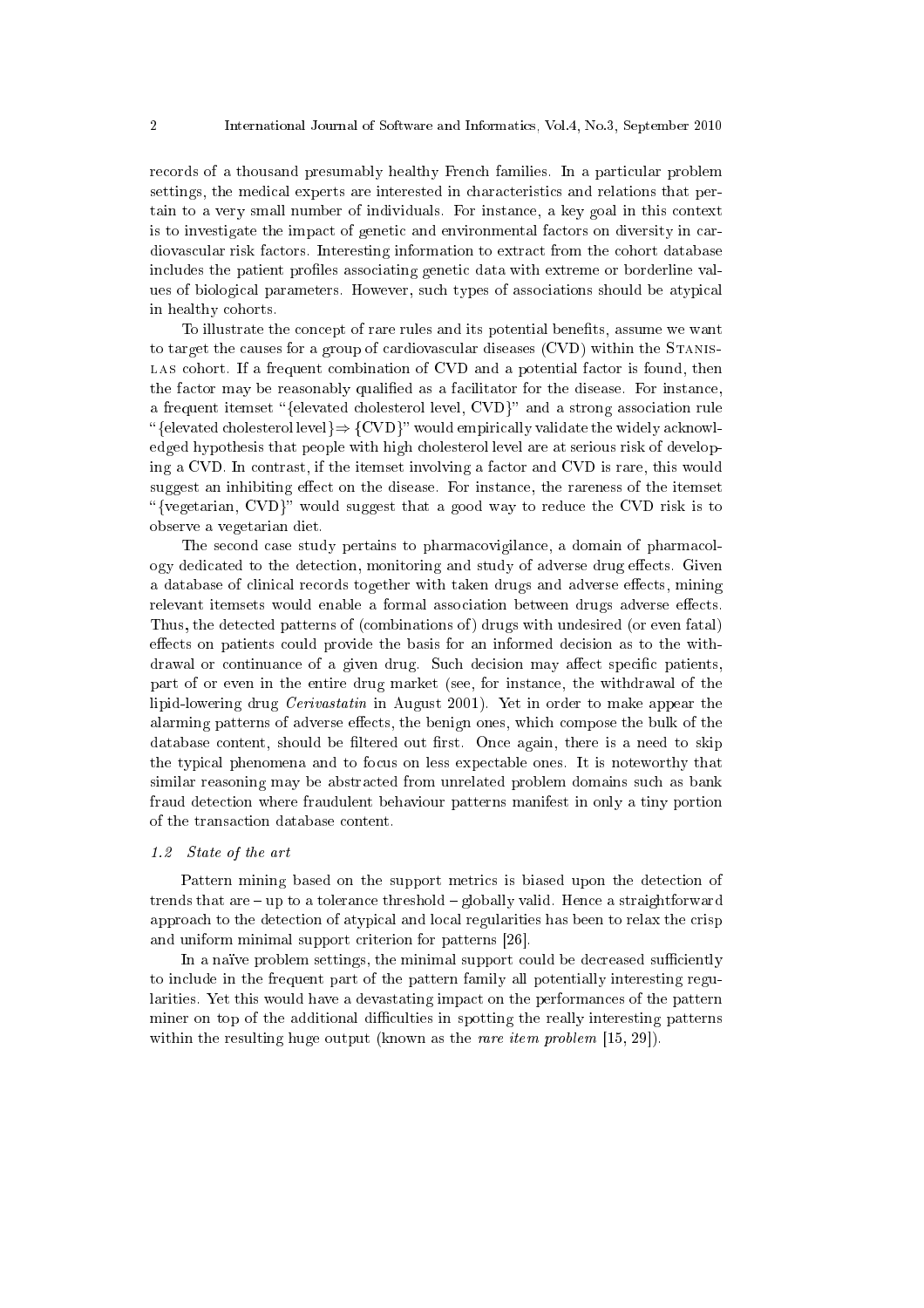records of a thousand presumably healthy French families. In a particular problem settings, the medical experts are interested in characteristics and relations that pertain to a very small number of individuals. For instance, a key goal in this context is to investigate the impact of genetic and environmental factors on diversity in cardiovascular risk factors. Interesting information to extract from the cohort database includes the patient profiles associating genetic data with extreme or borderline values of biological parameters. However, such types of associations should be atypical in healthy cohorts.

To illustrate the concept of rare rules and its potential benefits, assume we want to target the causes for a group of cardiovascular diseases (CVD) within the Stanislas cohort. If a frequent combination of CVD and a potential factor is found, then the factor may be reasonably qualified as a facilitator for the disease. For instance, a frequent itemset "{elevated cholesterol level, CVD}" and a strong association rule "{elevated cholesterol level}$\Rightarrow$ {CVD}" would empirically validate the widely acknowledged hypothesis that people with high cholesterol level are at serious risk of developing a CVD. In contrast, if the itemset involving a factor and CVD is rare, this would suggest an inhibiting effect on the disease. For instance, the rareness of the itemset "{vegetarian, CVD}" would suggest that a good way to reduce the CVD risk is to observe a vegetarian diet.

The second case study pertains to pharmacovigilance, a domain of pharmacology dedicated to the detection, monitoring and study of adverse drug effects. Given a database of clinical records together with taken drugs and adverse effects, mining relevant itemsets would enable a formal association between drugs adverse effects. Thus, the detected patterns of (combinations of) drugs with undesired (or even fatal) effects on patients could provide the basis for an informed decision as to the withdrawal or continuance of a given drug. Such decision may affect specific patients, part of or even in the entire drug market (see, for instance, the withdrawal of the lipid-lowering drug *Cerivastatin* in August 2001). Yet in order to make appear the alarming patterns of adverse effects, the benign ones, which compose the bulk of the database content, should be filtered out first. Once again, there is a need to skip the typical phenomena and to focus on less expectable ones. It is noteworthy that similar reasoning may be abstracted from unrelated problem domains such as bank fraud detection where fraudulent behaviour patterns manifest in only a tiny portion of the transaction database content.

### *1.2 State of the art*

Pattern mining based on the support metrics is biased upon the detection of trends that are – up to a tolerance threshold – globally valid. Hence a straightforward approach to the detection of atypical and local regularities has been to relax the crisp and uniform minimal support criterion for patterns [26].

In a naïve problem settings, the minimal support could be decreased sufficiently to include in the frequent part of the pattern family all potentially interesting regularities. Yet this would have a devastating impact on the performances of the pattern miner on top of the additional difficulties in spotting the really interesting patterns within the resulting huge output (known as the *rare item problem* [15, 29]).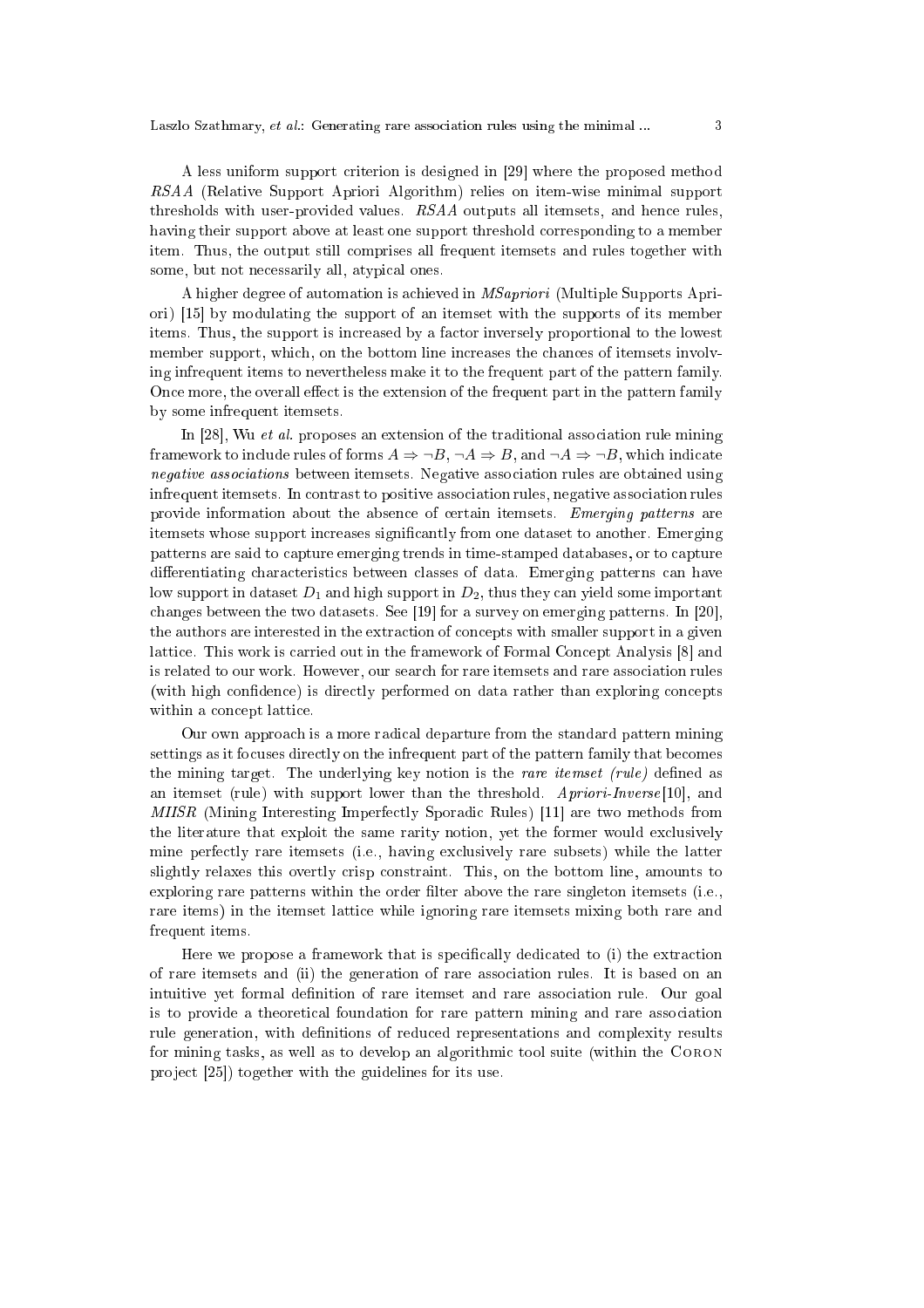A less uniform support criterion is designed in [29] where the proposed method *RSAA* (Relative Support Apriori Algorithm) relies on item-wise minimal support thresholds with user-provided values. *RSAA* outputs all itemsets, and hence rules, having their support above at least one support threshold corresponding to a member item. Thus, the output still comprises all frequent itemsets and rules together with some, but not necessarily all, atypical ones.

A higher degree of automation is achieved in *MSapriori* (Multiple Supports Apriori) [15] by modulating the support of an itemset with the supports of its member items. Thus, the support is increased by a factor inversely proportional to the lowest member support, which, on the bottom line increases the chances of itemsets involving infrequent items to nevertheless make it to the frequent part of the pattern family. Once more, the overall effect is the extension of the frequent part in the pattern family by some infrequent itemsets.

In [28], Wu *et al.* proposes an extension of the traditional association rule mining framework to include rules of forms $A \Rightarrow \neg B$, $\neg A \Rightarrow B$, and $\neg A \Rightarrow \neg B$, which indicate *negative associations* between itemsets. Negative association rules are obtained using infrequent itemsets. In contrast to positive association rules, negative association rules provide information about the absence of certain itemsets. *Emerging patterns* are itemsets whose support increases significantly from one dataset to another. Emerging patterns are said to capture emerging trends in time-stamped databases, or to capture differentiating characteristics between classes of data. Emerging patterns can have low support in dataset $D_1$ and high support in $D_2$, thus they can yield some important changes between the two datasets. See [19] for a survey on emerging patterns. In [20], the authors are interested in the extraction of concepts with smaller support in a given lattice. This work is carried out in the framework of Formal Concept Analysis [8] and is related to our work. However, our search for rare itemsets and rare association rules (with high confidence) is directly performed on data rather than exploring concepts within a concept lattice.

Our own approach is a more radical departure from the standard pattern mining settings as it focuses directly on the infrequent part of the pattern family that becomes the mining target. The underlying key notion is the *rare itemset (rule)* defined as an itemset (rule) with support lower than the threshold. *Apriori-Inverse*[10], and *MIISR* (Mining Interesting Imperfectly Sporadic Rules) [11] are two methods from the literature that exploit the same rarity notion, yet the former would exclusively mine perfectly rare itemsets (i.e., having exclusively rare subsets) while the latter slightly relaxes this overtly crisp constraint. This, on the bottom line, amounts to exploring rare patterns within the order filter above the rare singleton itemsets (i.e., rare items) in the itemset lattice while ignoring rare itemsets mixing both rare and frequent items.

Here we propose a framework that is specifically dedicated to (i) the extraction of rare itemsets and (ii) the generation of rare association rules. It is based on an intuitive yet formal definition of rare itemset and rare association rule. Our goal is to provide a theoretical foundation for rare pattern mining and rare association rule generation, with definitions of reduced representations and complexity results for mining tasks, as well as to develop an algorithmic tool suite (within the Coron project [25]) together with the guidelines for its use.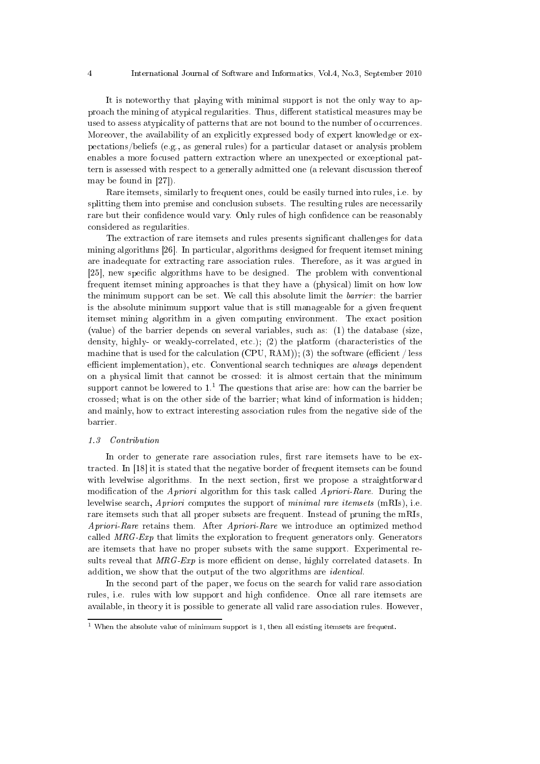It is noteworthy that playing with minimal support is not the only way to approach the mining of atypical regularities. Thus, different statistical measures may be used to assess atypicality of patterns that are not bound to the number of occurrences. Moreover, the availability of an explicitly expressed body of expert knowledge or expectations/beliefs (e.g., as general rules) for a particular dataset or analysis problem enables a more focused pattern extraction where an unexpected or exceptional pattern is assessed with respect to a generally admitted one (a relevant discussion thereof may be found in [27]).

Rare itemsets, similarly to frequent ones, could be easily turned into rules, i.e. by splitting them into premise and conclusion subsets. The resulting rules are necessarily rare but their confidence would vary. Only rules of high confidence can be reasonably considered as regularities.

The extraction of rare itemsets and rules presents significant challenges for data mining algorithms [26]. In particular, algorithms designed for frequent itemset mining are inadequate for extracting rare association rules. Therefore, as it was argued in [25], new specific algorithms have to be designed. The problem with conventional frequent itemset mining approaches is that they have a (physical) limit on how low the minimum support can be set. We call this absolute limit the *barrier*: the barrier is the absolute minimum support value that is still manageable for a given frequent itemset mining algorithm in a given computing environment. The exact position (value) of the barrier depends on several variables, such as: (1) the database (size, density, highly- or weakly-correlated, etc.); (2) the platform (characteristics of the machine that is used for the calculation (CPU, RAM)); (3) the software (efficient / less efficient implementation), etc. Conventional search techniques are *always* dependent on a physical limit that cannot be crossed: it is almost certain that the minimum support cannot be lowered to 1.[1] The questions that arise are: how can the barrier be crossed; what is on the other side of the barrier; what kind of information is hidden; and mainly, how to extract interesting association rules from the negative side of the barrier.

### 1.3 Contribution

In order to generate rare association rules, first rare itemsets have to be extracted. In [18] it is stated that the negative border of frequent itemsets can be found with levelwise algorithms. In the next section, first we propose a straightforward modification of the *Apriori* algorithm for this task called *Apriori-Rare*. During the levelwise search, *Apriori* computes the support of *minimal rare itemsets* (mRIs), i.e. rare itemsets such that all proper subsets are frequent. Instead of pruning the mRIs, *Apriori-Rare* retains them. After *Apriori-Rare* we introduce an optimized method called *MRG-Exp* that limits the exploration to frequent generators only. Generators are itemsets that have no proper subsets with the same support. Experimental results reveal that *MRG-Exp* is more efficient on dense, highly correlated datasets. In addition, we show that the output of the two algorithms are *identical*.

In the second part of the paper, we focus on the search for valid rare association rules, i.e. rules with low support and high confidence. Once all rare itemsets are available, in theory it is possible to generate all valid rare association rules. However,

[1] When the absolute value of minimum support is 1, then all existing itemsets are frequent.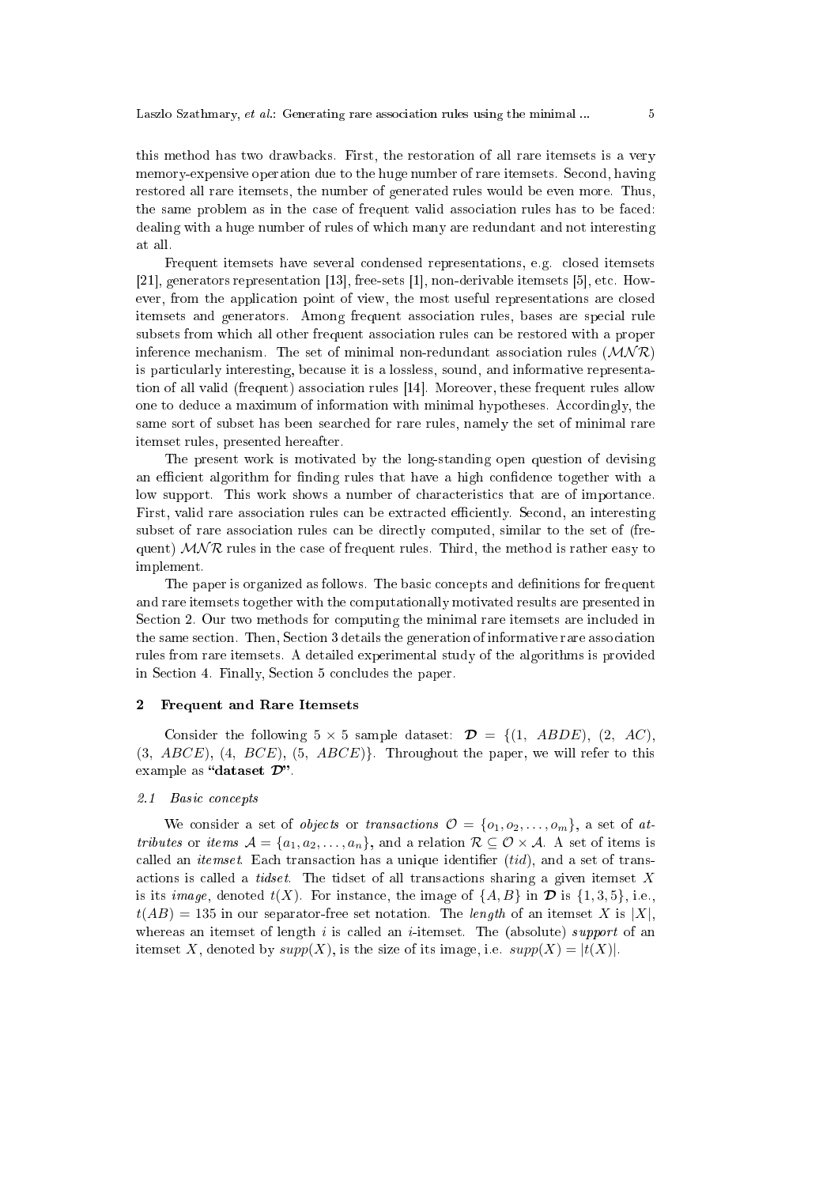this method has two drawbacks. First, the restoration of all rare itemsets is a very memory-expensive operation due to the huge number of rare itemsets. Second, having restored all rare itemsets, the number of generated rules would be even more. Thus, the same problem as in the case of frequent valid association rules has to be faced: dealing with a huge number of rules of which many are redundant and not interesting at all.

Frequent itemsets have several condensed representations, e.g. closed itemsets [21], generators representation [13], free-sets [1], non-derivable itemsets [5], etc. However, from the application point of view, the most useful representations are closed itemsets and generators. Among frequent association rules, bases are special rule subsets from which all other frequent association rules can be restored with a proper inference mechanism. The set of minimal non-redundant association rules ($\mathcal{MNR}$) is particularly interesting, because it is a lossless, sound, and informative representation of all valid (frequent) association rules [14]. Moreover, these frequent rules allow one to deduce a maximum of information with minimal hypotheses. Accordingly, the same sort of subset has been searched for rare rules, namely the set of minimal rare itemset rules, presented hereafter.

The present work is motivated by the long-standing open question of devising an efficient algorithm for finding rules that have a high confidence together with a low support. This work shows a number of characteristics that are of importance. First, valid rare association rules can be extracted efficiently. Second, an interesting subset of rare association rules can be directly computed, similar to the set of (frequent) $\mathcal{MNR}$ rules in the case of frequent rules. Third, the method is rather easy to implement.

The paper is organized as follows. The basic concepts and definitions for frequent and rare itemsets together with the computationally motivated results are presented in Section 2. Our two methods for computing the minimal rare itemsets are included in the same section. Then, Section 3 details the generation of informative rare association rules from rare itemsets. A detailed experimental study of the algorithms is provided in Section 4. Finally, Section 5 concludes the paper.

## 2 Frequent and Rare Itemsets

Consider the following $5 \times 5$ sample dataset: $\boldsymbol{\mathcal{D}} = \{(1,\ ABDE), (2,\ AC), (3,\ ABCE), (4,\ BCE), (5,\ ABCE)\}$. Throughout the paper, we will refer to this example as **"dataset $\boldsymbol{\mathcal{D}}$"**.

### 2.1 Basic concepts

We consider a set of *objects* or *transactions* $\mathcal{O} = \{o_1, o_2, \ldots, o_m\}$, a set of *attributes* or *items* $\mathcal{A} = \{a_1, a_2, \ldots, a_n\}$, and a relation $\mathcal{R} \subseteq \mathcal{O} \times \mathcal{A}$. A set of items is called an *itemset*. Each transaction has a unique identifier (*tid*), and a set of transactions is called a *tidset*. The tidset of all transactions sharing a given itemset $X$ is its *image*, denoted $t(X)$. For instance, the image of $\{A, B\}$ in $\boldsymbol{\mathcal{D}}$ is $\{1, 3, 5\}$, i.e., $t(AB) = 135$ in our separator-free set notation. The *length* of an itemset $X$ is $|X|$, whereas an itemset of length $i$ is called an *i*-itemset. The (absolute) *support* of an itemset $X$, denoted by $supp(X)$, is the size of its image, i.e. $supp(X) = |t(X)|$.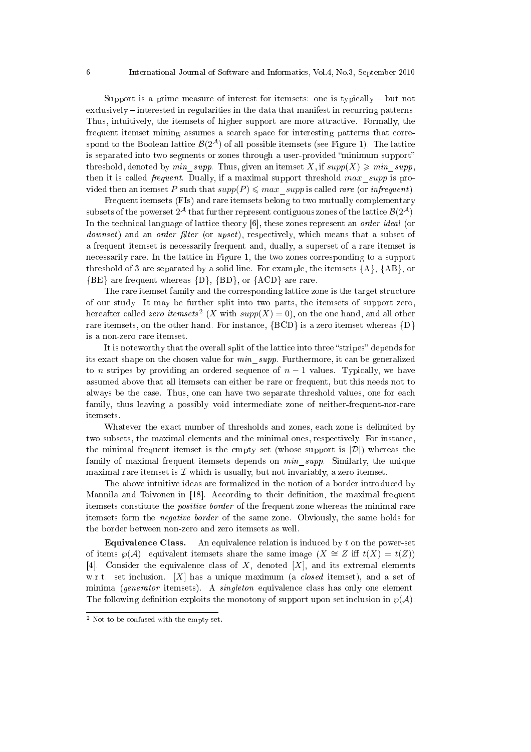Support is a prime measure of interest for itemsets: one is typically – but not exclusively – interested in regularities in the data that manifest in recurring patterns. Thus, intuitively, the itemsets of higher support are more attractive. Formally, the frequent itemset mining assumes a search space for interesting patterns that correspond to the Boolean lattice $\mathcal{B}(2^{\mathcal{A}})$ of all possible itemsets (see Figure 1). The lattice is separated into two segments or zones through a user-provided "minimum support" threshold, denoted by $min\_supp$. Thus, given an itemset $X$, if $supp(X) \geqslant min\_supp$, then it is called *frequent*. Dually, if a maximal support threshold $max\_supp$ is provided then an itemset $P$ such that $supp(P) \leqslant max\_supp$ is called *rare* (or *infrequent*).

Frequent itemsets (FIs) and rare itemsets belong to two mutually complementary subsets of the powerset $2^{\mathcal{A}}$ that further represent contiguous zones of the lattice $\mathcal{B}(2^{\mathcal{A}})$. In the technical language of lattice theory [6], these zones represent an *order ideal* (or *downset*) and an *order filter* (or *upset*), respectively, which means that a subset of a frequent itemset is necessarily frequent and, dually, a superset of a rare itemset is necessarily rare. In the lattice in Figure 1, the two zones corresponding to a support threshold of 3 are separated by a solid line. For example, the itemsets {A}, {AB}, or {BE} are frequent whereas {D}, {BD}, or {ACD} are rare.

The rare itemset family and the corresponding lattice zone is the target structure of our study. It may be further split into two parts, the itemsets of support zero, hereafter called *zero itemsets*[2] ($X$ with $supp(X) = 0$), on the one hand, and all other rare itemsets, on the other hand. For instance, {BCD} is a zero itemset whereas {D} is a non-zero rare itemset.

It is noteworthy that the overall split of the lattice into three "stripes" depends for its exact shape on the chosen value for $min\_supp$. Furthermore, it can be generalized to $n$ stripes by providing an ordered sequence of $n-1$ values. Typically, we have assumed above that all itemsets can either be rare or frequent, but this needs not to always be the case. Thus, one can have two separate threshold values, one for each family, thus leaving a possibly void intermediate zone of neither-frequent-nor-rare itemsets.

Whatever the exact number of thresholds and zones, each zone is delimited by two subsets, the maximal elements and the minimal ones, respectively. For instance, the minimal frequent itemset is the empty set (whose support is $|\mathcal{D}|$) whereas the family of maximal frequent itemsets depends on $min\_supp$. Similarly, the unique maximal rare itemset is $\mathcal{I}$ which is usually, but not invariably, a zero itemset.

The above intuitive ideas are formalized in the notion of a border introduced by Mannila and Toivonen in [18]. According to their definition, the maximal frequent itemsets constitute the *positive border* of the frequent zone whereas the minimal rare itemsets form the *negative border* of the same zone. Obviously, the same holds for the border between non-zero and zero itemsets as well.

**Equivalence Class.** An equivalence relation is induced by $t$ on the power-set of items $\wp(\mathcal{A})$: equivalent itemsets share the same image ($X \cong Z$ iff $t(X) = t(Z)$) [4]. Consider the equivalence class of $X$, denoted $[X]$, and its extremal elements w.r.t. set inclusion. $[X]$ has a unique maximum (a *closed* itemset), and a set of minima (*generator* itemsets). A *singleton* equivalence class has only one element. The following definition exploits the monotony of support upon set inclusion in $\wp(\mathcal{A})$:

---

[2] Not to be confused with the empty set.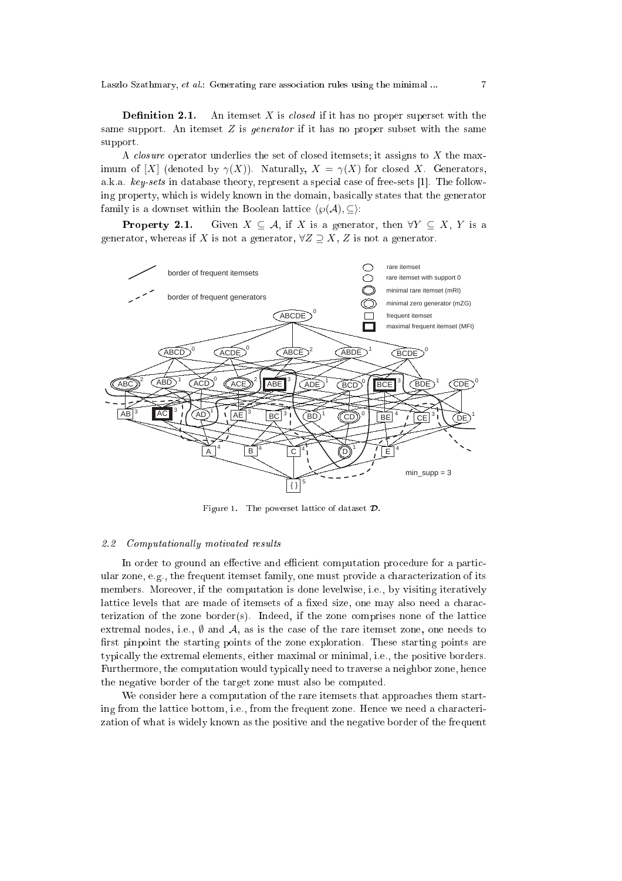**Definition 2.1.** An itemset $X$ is *closed* if it has no proper superset with the same support. An itemset $Z$ is *generator* if it has no proper subset with the same support.

A *closure* operator underlies the set of closed itemsets; it assigns to $X$ the maximum of $[X]$ (denoted by $\gamma(X)$). Naturally, $X = \gamma(X)$ for closed $X$. Generators, a.k.a. *key-sets* in database theory, represent a special case of free-sets [1]. The following property, which is widely known in the domain, basically states that the generator family is a downset within the Boolean lattice $\langle \wp(\mathcal{A}), \subseteq \rangle$:

**Property 2.1.** Given $X \subseteq \mathcal{A}$, if $X$ is a generator, then $\forall Y \subseteq X$, $Y$ is a generator, whereas if $X$ is not a generator, $\forall Z \supseteq X$, $Z$ is not a generator.

Figure 1. The powerset lattice of dataset $\mathcal{D}$.

### 2.2 Computationally motivated results

In order to ground an effective and efficient computation procedure for a particular zone, e.g., the frequent itemset family, one must provide a characterization of its members. Moreover, if the computation is done levelwise, i.e., by visiting iteratively lattice levels that are made of itemsets of a fixed size, one may also need a characterization of the zone border(s). Indeed, if the zone comprises none of the lattice extremal nodes, i.e., $\emptyset$ and $\mathcal{A}$, as is the case of the rare itemset zone, one needs to first pinpoint the starting points of the zone exploration. These starting points are typically the extremal elements, either maximal or minimal, i.e., the positive borders. Furthermore, the computation would typically need to traverse a neighbor zone, hence the negative border of the target zone must also be computed.

We consider here a computation of the rare itemsets that approaches them starting from the lattice bottom, i.e., from the frequent zone. Hence we need a characterization of what is widely known as the positive and the negative border of the frequent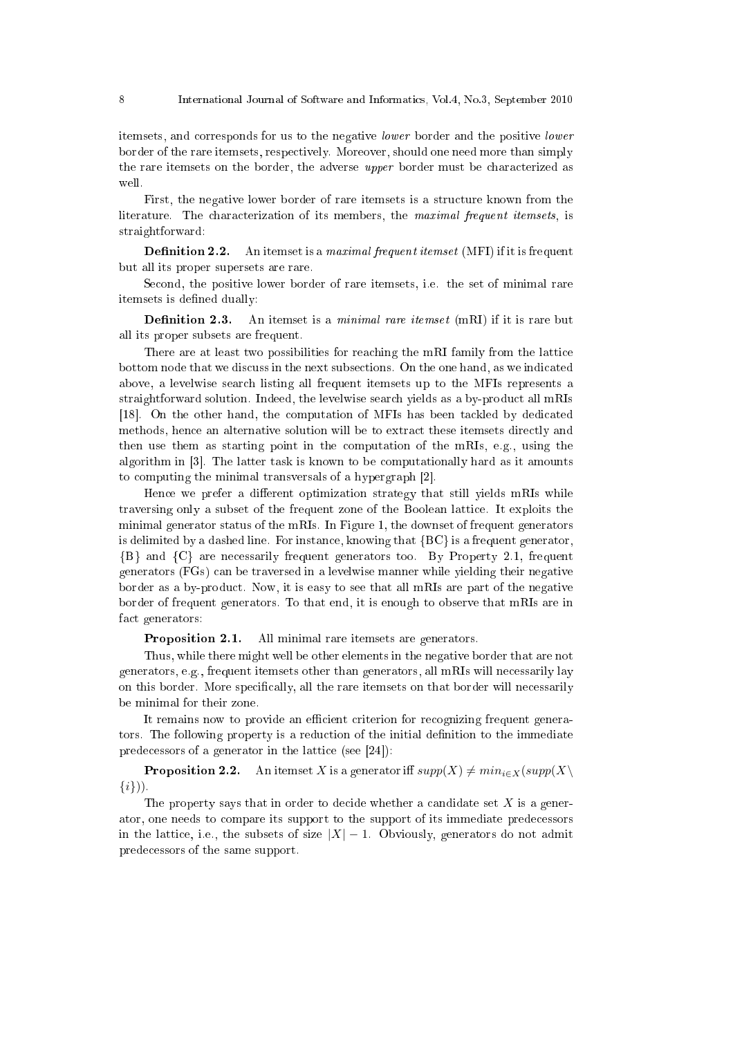itemsets, and corresponds for us to the negative *lower* border and the positive *lower* border of the rare itemsets, respectively. Moreover, should one need more than simply the rare itemsets on the border, the adverse *upper* border must be characterized as well.

First, the negative lower border of rare itemsets is a structure known from the literature. The characterization of its members, the *maximal frequent itemsets*, is straightforward:

**Definition 2.2.** An itemset is a *maximal frequent itemset* (MFI) if it is frequent but all its proper supersets are rare.

Second, the positive lower border of rare itemsets, i.e. the set of minimal rare itemsets is defined dually:

**Definition 2.3.** An itemset is a *minimal rare itemset* (mRI) if it is rare but all its proper subsets are frequent.

There are at least two possibilities for reaching the mRI family from the lattice bottom node that we discuss in the next subsections. On the one hand, as we indicated above, a levelwise search listing all frequent itemsets up to the MFIs represents a straightforward solution. Indeed, the levelwise search yields as a by-product all mRIs [18]. On the other hand, the computation of MFIs has been tackled by dedicated methods, hence an alternative solution will be to extract these itemsets directly and then use them as starting point in the computation of the mRIs, e.g., using the algorithm in [3]. The latter task is known to be computationally hard as it amounts to computing the minimal transversals of a hypergraph [2].

Hence we prefer a different optimization strategy that still yields mRIs while traversing only a subset of the frequent zone of the Boolean lattice. It exploits the minimal generator status of the mRIs. In Figure 1, the downset of frequent generators is delimited by a dashed line. For instance, knowing that {BC} is a frequent generator, {B} and {C} are necessarily frequent generators too. By Property 2.1, frequent generators (FGs) can be traversed in a levelwise manner while yielding their negative border as a by-product. Now, it is easy to see that all mRIs are part of the negative border of frequent generators. To that end, it is enough to observe that mRIs are in fact generators:

**Proposition 2.1.** All minimal rare itemsets are generators.

Thus, while there might well be other elements in the negative border that are not generators, e.g., frequent itemsets other than generators, all mRIs will necessarily lay on this border. More specifically, all the rare itemsets on that border will necessarily be minimal for their zone.

It remains now to provide an efficient criterion for recognizing frequent generators. The following property is a reduction of the initial definition to the immediate predecessors of a generator in the lattice (see [24]):

**Proposition 2.2.** An itemset $X$ is a generator iff $supp(X) \neq min_{i \in X}(supp(X \setminus \{i\}))$.

The property says that in order to decide whether a candidate set $X$ is a generator, one needs to compare its support to the support of its immediate predecessors in the lattice, i.e., the subsets of size $|X| - 1$. Obviously, generators do not admit predecessors of the same support.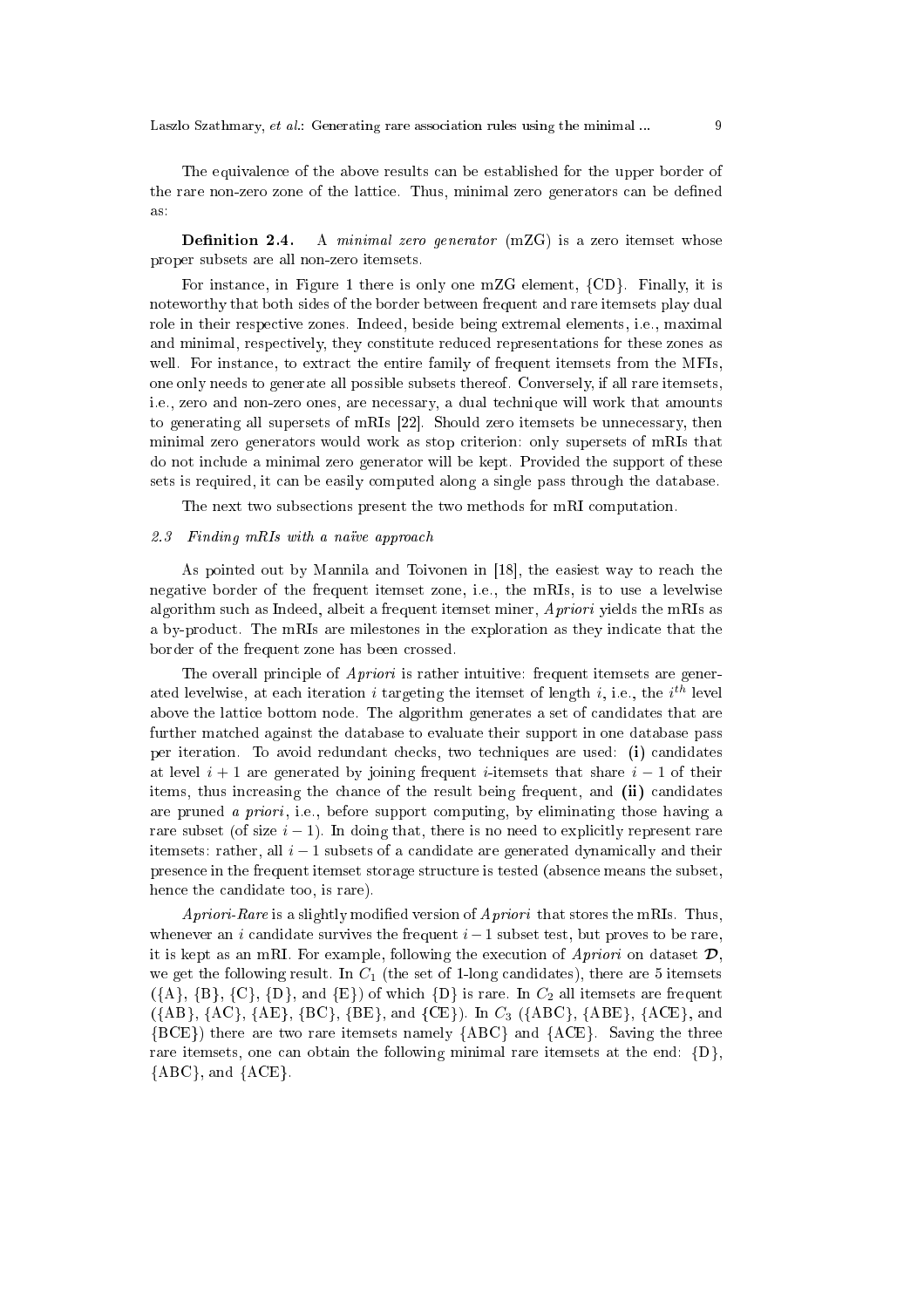The equivalence of the above results can be established for the upper border of the rare non-zero zone of the lattice. Thus, minimal zero generators can be defined as:

**Definition 2.4.** A *minimal zero generator* (mZG) is a zero itemset whose proper subsets are all non-zero itemsets.

For instance, in Figure 1 there is only one mZG element, {CD}. Finally, it is noteworthy that both sides of the border between frequent and rare itemsets play dual role in their respective zones. Indeed, beside being extremal elements, i.e., maximal and minimal, respectively, they constitute reduced representations for these zones as well. For instance, to extract the entire family of frequent itemsets from the MFIs, one only needs to generate all possible subsets thereof. Conversely, if all rare itemsets, i.e., zero and non-zero ones, are necessary, a dual technique will work that amounts to generating all supersets of mRIs [22]. Should zero itemsets be unnecessary, then minimal zero generators would work as stop criterion: only supersets of mRIs that do not include a minimal zero generator will be kept. Provided the support of these sets is required, it can be easily computed along a single pass through the database.

The next two subsections present the two methods for mRI computation.

### *2.3 Finding mRIs with a naïve approach*

As pointed out by Mannila and Toivonen in [18], the easiest way to reach the negative border of the frequent itemset zone, i.e., the mRIs, is to use a levelwise algorithm such as Indeed, albeit a frequent itemset miner, *Apriori* yields the mRIs as a by-product. The mRIs are milestones in the exploration as they indicate that the border of the frequent zone has been crossed.

The overall principle of *Apriori* is rather intuitive: frequent itemsets are generated levelwise, at each iteration $i$ targeting the itemset of length $i$, i.e., the $i^{th}$ level above the lattice bottom node. The algorithm generates a set of candidates that are further matched against the database to evaluate their support in one database pass per iteration. To avoid redundant checks, two techniques are used: **(i)** candidates at level $i+1$ are generated by joining frequent $i$-itemsets that share $i-1$ of their items, thus increasing the chance of the result being frequent, and **(ii)** candidates are pruned *a priori*, i.e., before support computing, by eliminating those having a rare subset (of size $i-1$). In doing that, there is no need to explicitly represent rare itemsets: rather, all $i-1$ subsets of a candidate are generated dynamically and their presence in the frequent itemset storage structure is tested (absence means the subset, hence the candidate too, is rare).

*Apriori-Rare* is a slightly modified version of *Apriori* that stores the mRIs. Thus, whenever an $i$ candidate survives the frequent $i-1$ subset test, but proves to be rare, it is kept as an mRI. For example, following the execution of *Apriori* on dataset $\mathcal{D}$, we get the following result. In $C_1$ (the set of 1-long candidates), there are 5 itemsets ({A}, {B}, {C}, {D}, and {E}) of which {D} is rare. In $C_2$ all itemsets are frequent ({AB}, {AC}, {AE}, {BC}, {BE}, and {CE}). In $C_3$ ({ABC}, {ABE}, {ACE}, and {BCE}) there are two rare itemsets namely {ABC} and {ACE}. Saving the three rare itemsets, one can obtain the following minimal rare itemsets at the end: {D}, {ABC}, and {ACE}.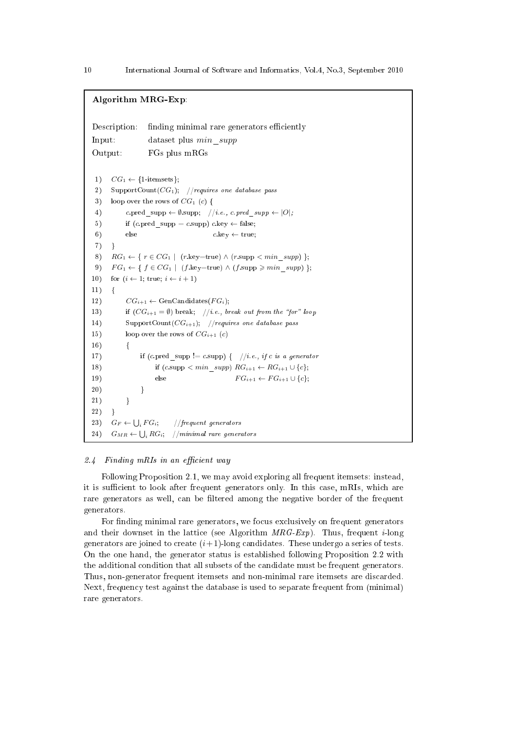**Algorithm MRG-Exp**:

Description: finding minimal rare generators efficiently
Input: dataset plus $min\_supp$
Output: FGs plus mRGs

```
 1)  CG_1 ← {1-itemsets};
 2)  SupportCount(CG_1);  //requires one database pass
 3)  loop over the rows of CG_1 (c) {
 4)      c.pred_supp ← ∅.supp;  //i.e., c.pred_supp ← |O|;
 5)      if (c.pred_supp = c.supp) c.key ← false;
 6)      else                      c.key ← true;
 7)  }
 8)  RG_1 ← { r ∈ CG_1 | (r.key=true) ∧ (r.supp < min_supp) };
 9)  FG_1 ← { f ∈ CG_1 | (f.key=true) ∧ (f.supp ⩾ min_supp) };
10)  for (i ← 1; true; i ← i + 1)
11)  {
12)      CG_{i+1} ← GenCandidates(FG_i);
13)      if (CG_{i+1} = ∅) break;  //i.e., break out from the "for" loop
14)      SupportCount(CG_{i+1});  //requires one database pass
15)      loop over the rows of CG_{i+1} (c)
16)      {
17)          if (c.pred_supp != c.supp) {  //i.e., if c is a generator
18)              if (c.supp < min_supp) RG_{i+1} ← RG_{i+1} ∪ {c};
19)              else                   FG_{i+1} ← FG_{i+1} ∪ {c};
20)          }
21)      }
22)  }
23)  G_F ← ⋃_i FG_i;   //frequent generators
24)  G_MR ← ⋃_i RG_i;  //minimal rare generators
```

### 2.4 Finding mRIs in an efficient way

Following Proposition 2.1, we may avoid exploring all frequent itemsets: instead, it is sufficient to look after frequent generators only. In this case, mRIs, which are rare generators as well, can be filtered among the negative border of the frequent generators.

For finding minimal rare generators, we focus exclusively on frequent generators and their downset in the lattice (see Algorithm *MRG-Exp*). Thus, frequent $i$-long generators are joined to create $(i+1)$-long candidates. These undergo a series of tests. On the one hand, the generator status is established following Proposition 2.2 with the additional condition that all subsets of the candidate must be frequent generators. Thus, non-generator frequent itemsets and non-minimal rare itemsets are discarded. Next, frequency test against the database is used to separate frequent from (minimal) rare generators.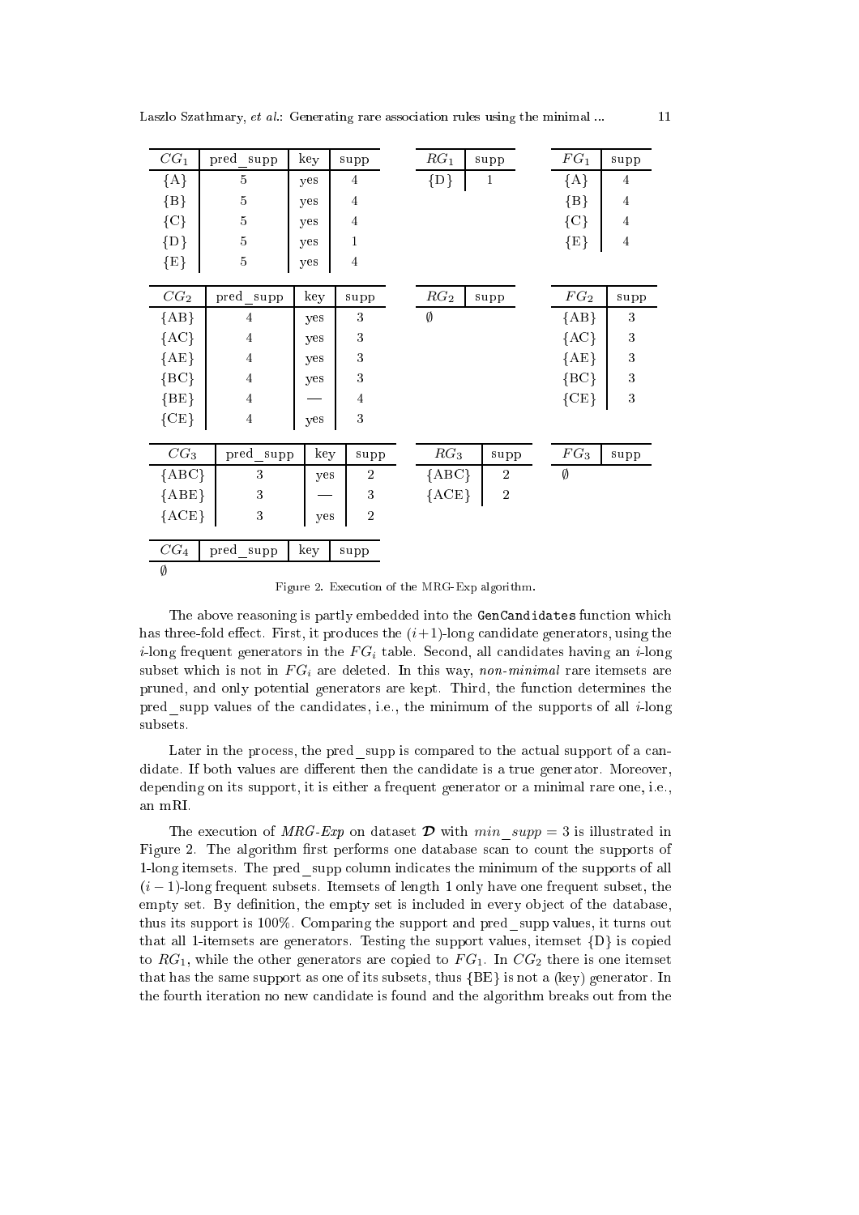| $CG_1$ | pred_supp | key | supp |
|---|---|---|---|
| {A} | 5 | yes | 4 |
| {B} | 5 | yes | 4 |
| {C} | 5 | yes | 4 |
| {D} | 5 | yes | 1 |
| {E} | 5 | yes | 4 |

| $RG_1$ | supp |
|---|---|
| {D} | 1 |

| $FG_1$ | supp |
|---|---|
| {A} | 4 |
| {B} | 4 |
| {C} | 4 |
| {E} | 4 |

| $CG_2$ | pred_supp | key | supp |
|---|---|---|---|
| {AB} | 4 | yes | 3 |
| {AC} | 4 | yes | 3 |
| {AE} | 4 | yes | 3 |
| {BC} | 4 | yes | 3 |
| {BE} | 4 | — | 4 |
| {CE} | 4 | yes | 3 |

| $RG_2$ | supp |
|---|---|
| $\emptyset$ | |

| $FG_2$ | supp |
|---|---|
| {AB} | 3 |
| {AC} | 3 |
| {AE} | 3 |
| {BC} | 3 |
| {CE} | 3 |

| $CG_3$ | pred_supp | key | supp |
|---|---|---|---|
| {ABC} | 3 | yes | 2 |
| {ABE} | 3 | — | 3 |
| {ACE} | 3 | yes | 2 |

| $RG_3$ | supp |
|---|---|
| {ABC} | 2 |
| {ACE} | 2 |

| $FG_3$ | supp |
|---|---|
| $\emptyset$ | |

| $CG_4$ | pred_supp | key | supp |
|---|---|---|---|
| $\emptyset$ | | | |

Figure 2. Execution of the MRG-Exp algorithm.

The above reasoning is partly embedded into the `GenCandidates` function which has three-fold effect. First, it produces the $(i+1)$-long candidate generators, using the $i$-long frequent generators in the $FG_i$ table. Second, all candidates having an $i$-long subset which is not in $FG_i$ are deleted. In this way, *non-minimal* rare itemsets are pruned, and only potential generators are kept. Third, the function determines the pred_supp values of the candidates, i.e., the minimum of the supports of all $i$-long subsets.

Later in the process, the pred_supp is compared to the actual support of a candidate. If both values are different then the candidate is a true generator. Moreover, depending on its support, it is either a frequent generator or a minimal rare one, i.e., an mRI.

The execution of *MRG-Exp* on dataset $\mathcal{D}$ with $min\_supp = 3$ is illustrated in Figure 2. The algorithm first performs one database scan to count the supports of 1-long itemsets. The pred_supp column indicates the minimum of the supports of all $(i-1)$-long frequent subsets. Itemsets of length 1 only have one frequent subset, the empty set. By definition, the empty set is included in every object of the database, thus its support is 100%. Comparing the support and pred_supp values, it turns out that all 1-itemsets are generators. Testing the support values, itemset {D} is copied to $RG_1$, while the other generators are copied to $FG_1$. In $CG_2$ there is one itemset that has the same support as one of its subsets, thus {BE} is not a (key) generator. In the fourth iteration no new candidate is found and the algorithm breaks out from the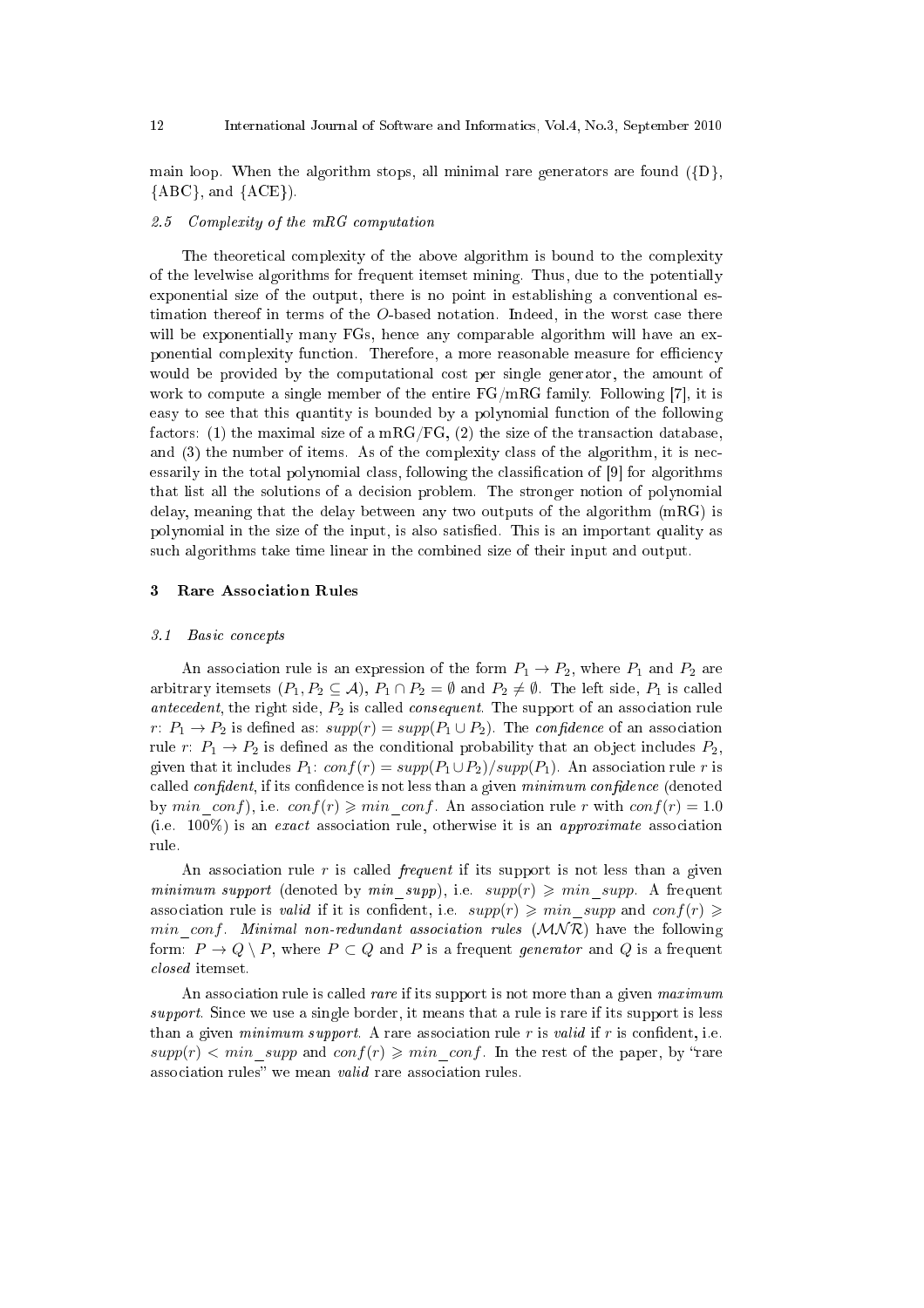main loop. When the algorithm stops, all minimal rare generators are found ({D}, {ABC}, and {ACE}).

### 2.5 Complexity of the mRG computation

The theoretical complexity of the above algorithm is bound to the complexity of the levelwise algorithms for frequent itemset mining. Thus, due to the potentially exponential size of the output, there is no point in establishing a conventional estimation thereof in terms of the $O$-based notation. Indeed, in the worst case there will be exponentially many FGs, hence any comparable algorithm will have an exponential complexity function. Therefore, a more reasonable measure for efficiency would be provided by the computational cost per single generator, the amount of work to compute a single member of the entire FG/mRG family. Following [7], it is easy to see that this quantity is bounded by a polynomial function of the following factors: (1) the maximal size of a mRG/FG, (2) the size of the transaction database, and (3) the number of items. As of the complexity class of the algorithm, it is necessarily in the total polynomial class, following the classification of [9] for algorithms that list all the solutions of a decision problem. The stronger notion of polynomial delay, meaning that the delay between any two outputs of the algorithm (mRG) is polynomial in the size of the input, is also satisfied. This is an important quality as such algorithms take time linear in the combined size of their input and output.

## 3 Rare Association Rules

### 3.1 Basic concepts

An association rule is an expression of the form $P_1 \to P_2$, where $P_1$ and $P_2$ are arbitrary itemsets ($P_1, P_2 \subseteq \mathcal{A}$), $P_1 \cap P_2 = \emptyset$ and $P_2 \neq \emptyset$. The left side, $P_1$ is called *antecedent*, the right side, $P_2$ is called *consequent*. The support of an association rule $r$: $P_1 \to P_2$ is defined as: $supp(r) = supp(P_1 \cup P_2)$. The *confidence* of an association rule $r$: $P_1 \to P_2$ is defined as the conditional probability that an object includes $P_2$, given that it includes $P_1$: $conf(r) = supp(P_1 \cup P_2)/supp(P_1)$. An association rule $r$ is called *confident*, if its confidence is not less than a given *minimum confidence* (denoted by $min\_conf$), i.e. $conf(r) \geqslant min\_conf$. An association rule $r$ with $conf(r) = 1.0$ (i.e. 100%) is an *exact* association rule, otherwise it is an *approximate* association rule.

An association rule $r$ is called *frequent* if its support is not less than a given *minimum support* (denoted by $min\_supp$), i.e. $supp(r) \geqslant min\_supp$. A frequent association rule is *valid* if it is confident, i.e. $supp(r) \geqslant min\_supp$ and $conf(r) \geqslant min\_conf$. *Minimal non-redundant association rules* ($\mathcal{MNR}$) have the following form: $P \to Q \setminus P$, where $P \subset Q$ and $P$ is a frequent *generator* and $Q$ is a frequent *closed* itemset.

An association rule is called *rare* if its support is not more than a given *maximum support*. Since we use a single border, it means that a rule is rare if its support is less than a given *minimum support*. A rare association rule $r$ is *valid* if $r$ is confident, i.e. $supp(r) < min\_supp$ and $conf(r) \geqslant min\_conf$. In the rest of the paper, by "rare association rules" we mean *valid* rare association rules.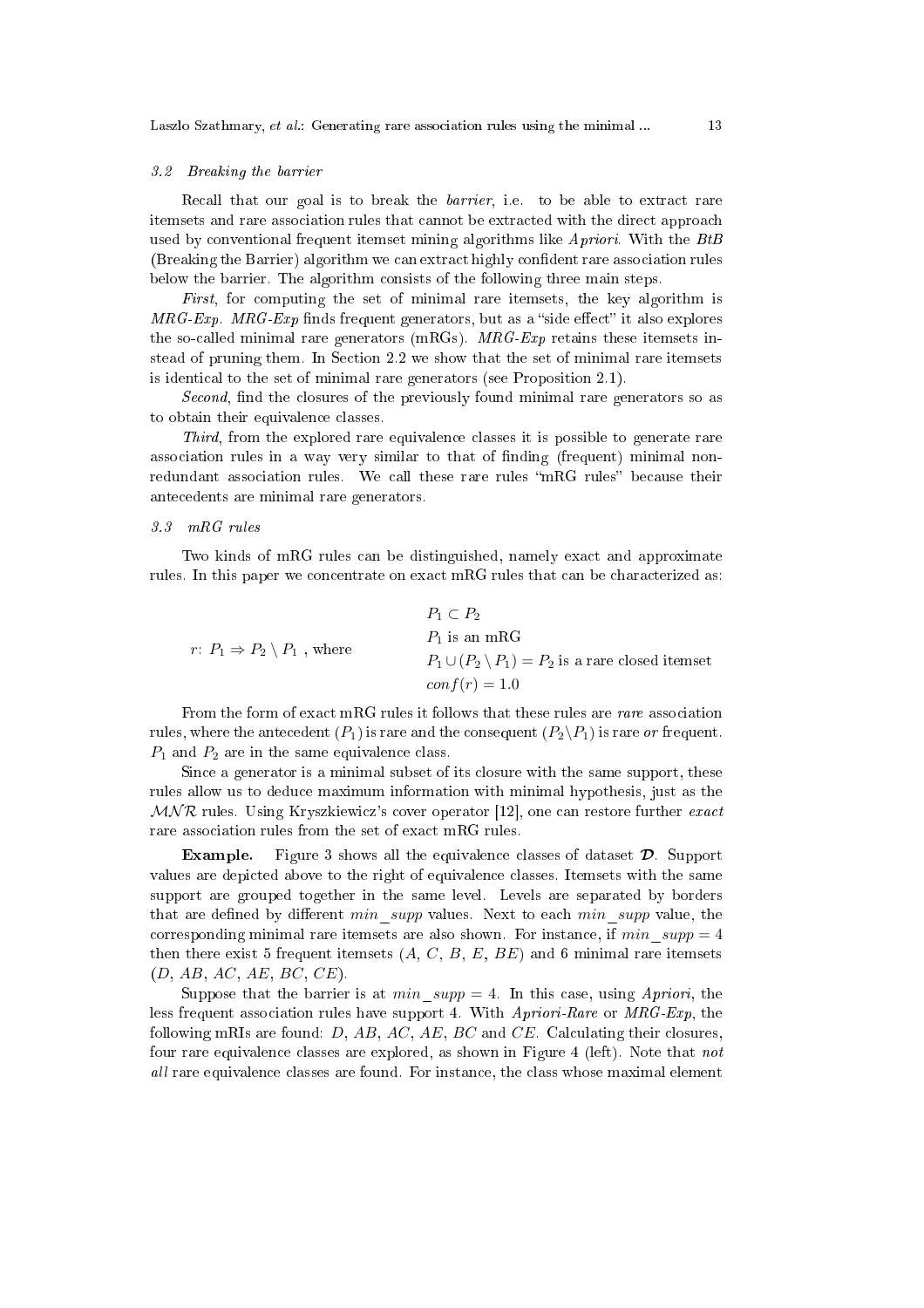### 3.2 Breaking the barrier

Recall that our goal is to break the *barrier*, i.e. to be able to extract rare itemsets and rare association rules that cannot be extracted with the direct approach used by conventional frequent itemset mining algorithms like *Apriori*. With the *BtB* (Breaking the Barrier) algorithm we can extract highly confident rare association rules below the barrier. The algorithm consists of the following three main steps.

*First*, for computing the set of minimal rare itemsets, the key algorithm is *MRG-Exp*. *MRG-Exp* finds frequent generators, but as a "side effect" it also explores the so-called minimal rare generators (mRGs). *MRG-Exp* retains these itemsets instead of pruning them. In Section 2.2 we show that the set of minimal rare itemsets is identical to the set of minimal rare generators (see Proposition 2.1).

*Second*, find the closures of the previously found minimal rare generators so as to obtain their equivalence classes.

*Third*, from the explored rare equivalence classes it is possible to generate rare association rules in a way very similar to that of finding (frequent) minimal non-redundant association rules. We call these rare rules "mRG rules" because their antecedents are minimal rare generators.

### 3.3 mRG rules

Two kinds of mRG rules can be distinguished, namely exact and approximate rules. In this paper we concentrate on exact mRG rules that can be characterized as:

$$
r\colon P_1 \Rightarrow P_2 \setminus P_1 \text{ , where} \qquad
\begin{array}{l}
P_1 \subset P_2 \\
P_1 \text{ is an mRG} \\
P_1 \cup (P_2 \setminus P_1) = P_2 \text{ is a rare closed itemset} \\
conf(r) = 1.0
\end{array}
$$

From the form of exact mRG rules it follows that these rules are *rare* association rules, where the antecedent ($P_1$) is rare and the consequent ($P_2 \setminus P_1$) is rare *or* frequent. $P_1$ and $P_2$ are in the same equivalence class.

Since a generator is a minimal subset of its closure with the same support, these rules allow us to deduce maximum information with minimal hypothesis, just as the $\mathcal{MNR}$ rules. Using Kryszkiewicz's cover operator [12], one can restore further *exact* rare association rules from the set of exact mRG rules.

**Example.** Figure 3 shows all the equivalence classes of dataset $\boldsymbol{\mathcal{D}}$. Support values are depicted above to the right of equivalence classes. Itemsets with the same support are grouped together in the same level. Levels are separated by borders that are defined by different $min\_supp$ values. Next to each $min\_supp$ value, the corresponding minimal rare itemsets are also shown. For instance, if $min\_supp = 4$ then there exist 5 frequent itemsets ($A$, $C$, $B$, $E$, $BE$) and 6 minimal rare itemsets ($D$, $AB$, $AC$, $AE$, $BC$, $CE$).

Suppose that the barrier is at $min\_supp = 4$. In this case, using *Apriori*, the less frequent association rules have support 4. With *Apriori-Rare* or *MRG-Exp*, the following mRIs are found: $D$, $AB$, $AC$, $AE$, $BC$ and $CE$. Calculating their closures, four rare equivalence classes are explored, as shown in Figure 4 (left). Note that *not all* rare equivalence classes are found. For instance, the class whose maximal element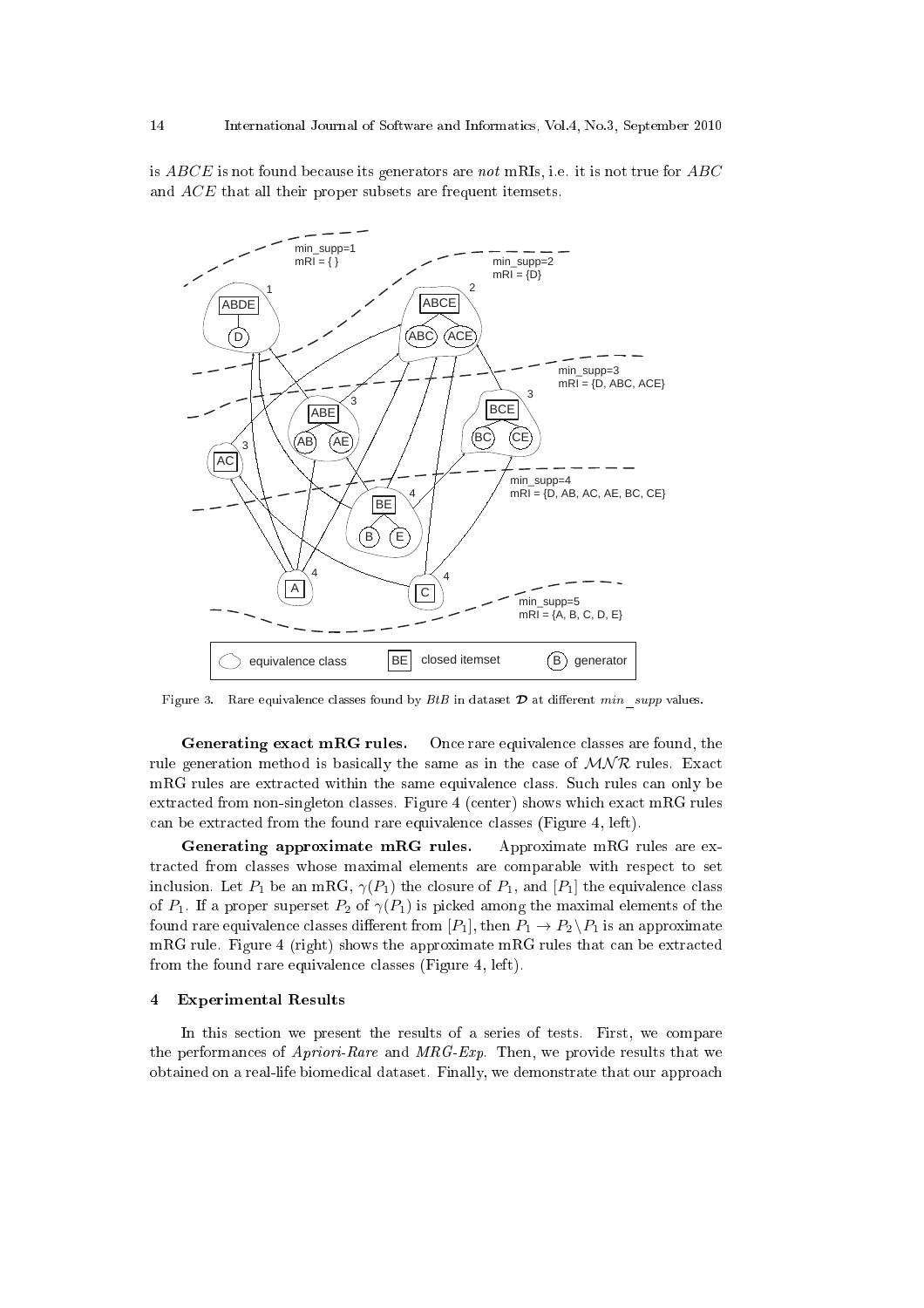is $ABCE$ is not found because its generators are *not* mRIs, i.e. it is not true for $ABC$ and $ACE$ that all their proper subsets are frequent itemsets.

Figure 3. Rare equivalence classes found by *BtB* in dataset $\mathcal{D}$ at different *min_supp* values.

**Generating exact mRG rules.** Once rare equivalence classes are found, the rule generation method is basically the same as in the case of $\mathcal{MNR}$ rules. Exact mRG rules are extracted within the same equivalence class. Such rules can only be extracted from non-singleton classes. Figure 4 (center) shows which exact mRG rules can be extracted from the found rare equivalence classes (Figure 4, left).

**Generating approximate mRG rules.** Approximate mRG rules are extracted from classes whose maximal elements are comparable with respect to set inclusion. Let $P_1$ be an mRG, $\gamma(P_1)$ the closure of $P_1$, and $[P_1]$ the equivalence class of $P_1$. If a proper superset $P_2$ of $\gamma(P_1)$ is picked among the maximal elements of the found rare equivalence classes different from $[P_1]$, then $P_1 \rightarrow P_2 \setminus P_1$ is an approximate mRG rule. Figure 4 (right) shows the approximate mRG rules that can be extracted from the found rare equivalence classes (Figure 4, left).

## 4 Experimental Results

In this section we present the results of a series of tests. First, we compare the performances of *Apriori-Rare* and *MRG-Exp*. Then, we provide results that we obtained on a real-life biomedical dataset. Finally, we demonstrate that our approach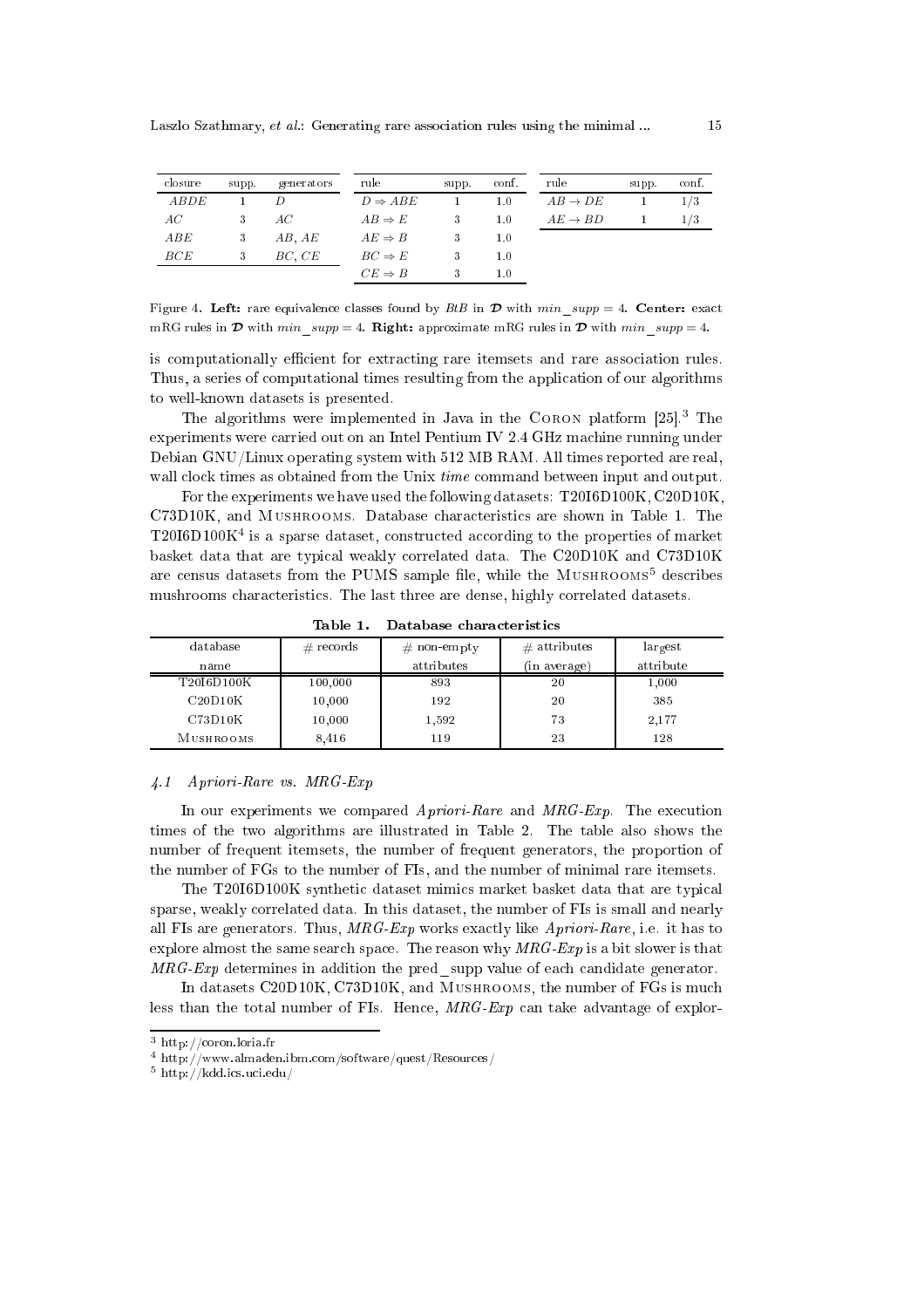| closure | supp. | generators |
|---|---|---|
| $ABDE$ | 1 | $D$ |
| $AC$ | 3 | $AC$ |
| $ABE$ | 3 | $AB$, $AE$ |
| $BCE$ | 3 | $BC$, $CE$ |

| rule | supp. | conf. |
|---|---|---|
| $D \Rightarrow ABE$ | 1 | 1.0 |
| $AB \Rightarrow E$ | 3 | 1.0 |
| $AE \Rightarrow B$ | 3 | 1.0 |
| $BC \Rightarrow E$ | 3 | 1.0 |
| $CE \Rightarrow B$ | 3 | 1.0 |

| rule | supp. | conf. |
|---|---|---|
| $AB \rightarrow DE$ | 1 | 1/3 |
| $AE \rightarrow BD$ | 1 | 1/3 |

Figure 4. **Left:** rare equivalence classes found by *BtB* in $\mathcal{D}$ with $min\_supp = 4$. **Center:** exact mRG rules in $\mathcal{D}$ with $min\_supp = 4$. **Right:** approximate mRG rules in $\mathcal{D}$ with $min\_supp = 4$.

is computationally efficient for extracting rare itemsets and rare association rules. Thus, a series of computational times resulting from the application of our algorithms to well-known datasets is presented.

The algorithms were implemented in Java in the Coron platform [25].[3] The experiments were carried out on an Intel Pentium IV 2.4 GHz machine running under Debian GNU/Linux operating system with 512 MB RAM. All times reported are real, wall clock times as obtained from the Unix *time* command between input and output.

For the experiments we have used the following datasets: T20I6D100K, C20D10K, C73D10K, and Mushrooms. Database characteristics are shown in Table 1. The T20I6D100K[4] is a sparse dataset, constructed according to the properties of market basket data that are typical weakly correlated data. The C20D10K and C73D10K are census datasets from the PUMS sample file, while the Mushrooms[5] describes mushrooms characteristics. The last three are dense, highly correlated datasets.

**Table 1. Database characteristics**

| database name | # records | # non-empty attributes | # attributes (in average) | largest attribute |
|---|---|---|---|---|
| T20I6D100K | 100,000 | 893 | 20 | 1,000 |
| C20D10K | 10,000 | 192 | 20 | 385 |
| C73D10K | 10,000 | 1,592 | 73 | 2,177 |
| Mushrooms | 8,416 | 119 | 23 | 128 |

### 4.1 *Apriori-Rare vs. MRG-Exp*

In our experiments we compared *Apriori-Rare* and *MRG-Exp*. The execution times of the two algorithms are illustrated in Table 2. The table also shows the number of frequent itemsets, the number of frequent generators, the proportion of the number of FGs to the number of FIs, and the number of minimal rare itemsets.

The T20I6D100K synthetic dataset mimics market basket data that are typical sparse, weakly correlated data. In this dataset, the number of FIs is small and nearly all FIs are generators. Thus, *MRG-Exp* works exactly like *Apriori-Rare*, i.e. it has to explore almost the same search space. The reason why *MRG-Exp* is a bit slower is that *MRG-Exp* determines in addition the pred_supp value of each candidate generator.

In datasets C20D10K, C73D10K, and Mushrooms, the number of FGs is much less than the total number of FIs. Hence, *MRG-Exp* can take advantage of explor-

[3] http://coron.loria.fr

[4] http://www.almaden.ibm.com/software/quest/Resources/

[5] http://kdd.ics.uci.edu/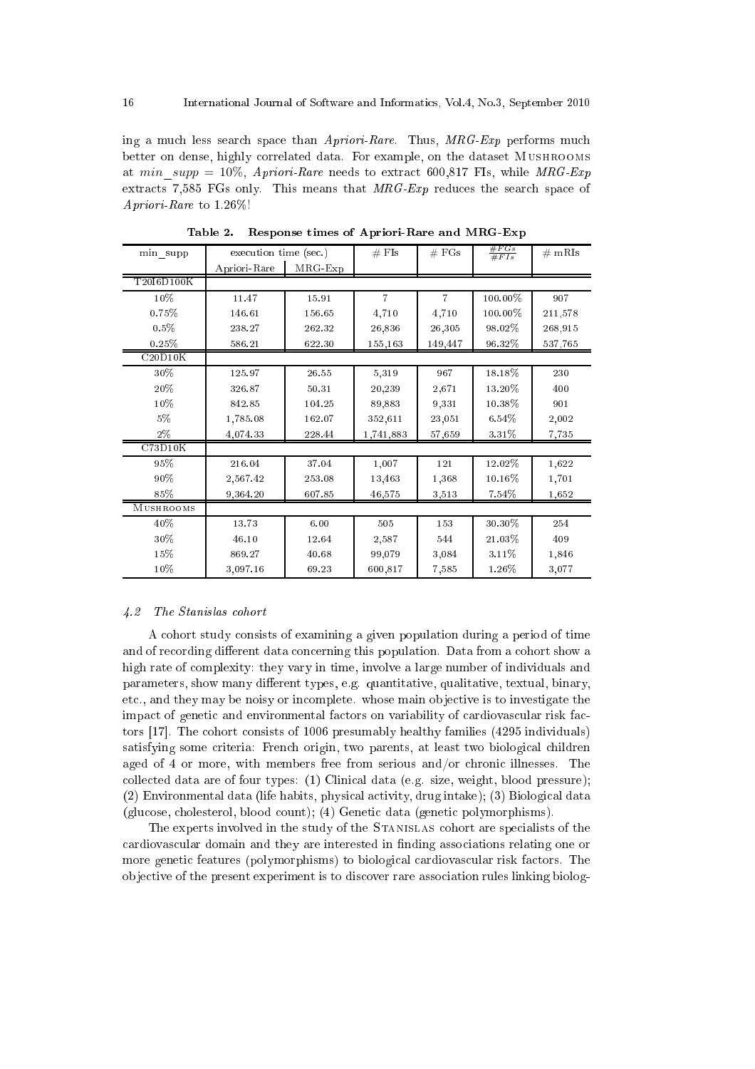ing a much less search space than *Apriori-Rare*. Thus, *MRG-Exp* performs much better on dense, highly correlated data. For example, on the dataset Mushrooms at $min\_supp = 10\%$, *Apriori-Rare* needs to extract 600,817 FIs, while *MRG-Exp* extracts 7,585 FGs only. This means that *MRG-Exp* reduces the search space of *Apriori-Rare* to 1.26%!

**Table 2. Response times of Apriori-Rare and MRG-Exp**

| min_supp | execution time (sec.) | | # FIs | # FGs | $\frac{\#FGs}{\#FIs}$ | # mRIs |
|---|---|---|---|---|---|---|
| | Apriori-Rare | MRG-Exp | | | | |
| T20I6D100K | | | | | | |
| 10% | 11.47 | 15.91 | 7 | 7 | 100.00% | 907 |
| 0.75% | 146.61 | 156.65 | 4,710 | 4,710 | 100.00% | 211,578 |
| 0.5% | 238.27 | 262.32 | 26,836 | 26,305 | 98.02% | 268,915 |
| 0.25% | 586.21 | 622.30 | 155,163 | 149,447 | 96.32% | 537,765 |
| C20D10K | | | | | | |
| 30% | 125.97 | 26.55 | 5,319 | 967 | 18.18% | 230 |
| 20% | 326.87 | 50.31 | 20,239 | 2,671 | 13.20% | 400 |
| 10% | 842.85 | 104.25 | 89,883 | 9,331 | 10.38% | 901 |
| 5% | 1,785.08 | 162.07 | 352,611 | 23,051 | 6.54% | 2,002 |
| 2% | 4,074.33 | 228.44 | 1,741,883 | 57,659 | 3.31% | 7,735 |
| C73D10K | | | | | | |
| 95% | 216.04 | 37.04 | 1,007 | 121 | 12.02% | 1,622 |
| 90% | 2,567.42 | 253.08 | 13,463 | 1,368 | 10.16% | 1,701 |
| 85% | 9,364.20 | 607.85 | 46,575 | 3,513 | 7.54% | 1,652 |
| Mushrooms | | | | | | |
| 40% | 13.73 | 6.00 | 505 | 153 | 30.30% | 254 |
| 30% | 46.10 | 12.64 | 2,587 | 544 | 21.03% | 409 |
| 15% | 869.27 | 40.68 | 99,079 | 3,084 | 3.11% | 1,846 |
| 10% | 3,097.16 | 69.23 | 600,817 | 7,585 | 1.26% | 3,077 |

### *4.2 The Stanislas cohort*

A cohort study consists of examining a given population during a period of time and of recording different data concerning this population. Data from a cohort show a high rate of complexity: they vary in time, involve a large number of individuals and parameters, show many different types, e.g. quantitative, qualitative, textual, binary, etc., and they may be noisy or incomplete. whose main objective is to investigate the impact of genetic and environmental factors on variability of cardiovascular risk factors [17]. The cohort consists of 1006 presumably healthy families (4295 individuals) satisfying some criteria: French origin, two parents, at least two biological children aged of 4 or more, with members free from serious and/or chronic illnesses. The collected data are of four types: (1) Clinical data (e.g. size, weight, blood pressure); (2) Environmental data (life habits, physical activity, drug intake); (3) Biological data (glucose, cholesterol, blood count); (4) Genetic data (genetic polymorphisms).

The experts involved in the study of the Stanislas cohort are specialists of the cardiovascular domain and they are interested in finding associations relating one or more genetic features (polymorphisms) to biological cardiovascular risk factors. The objective of the present experiment is to discover rare association rules linking biolog-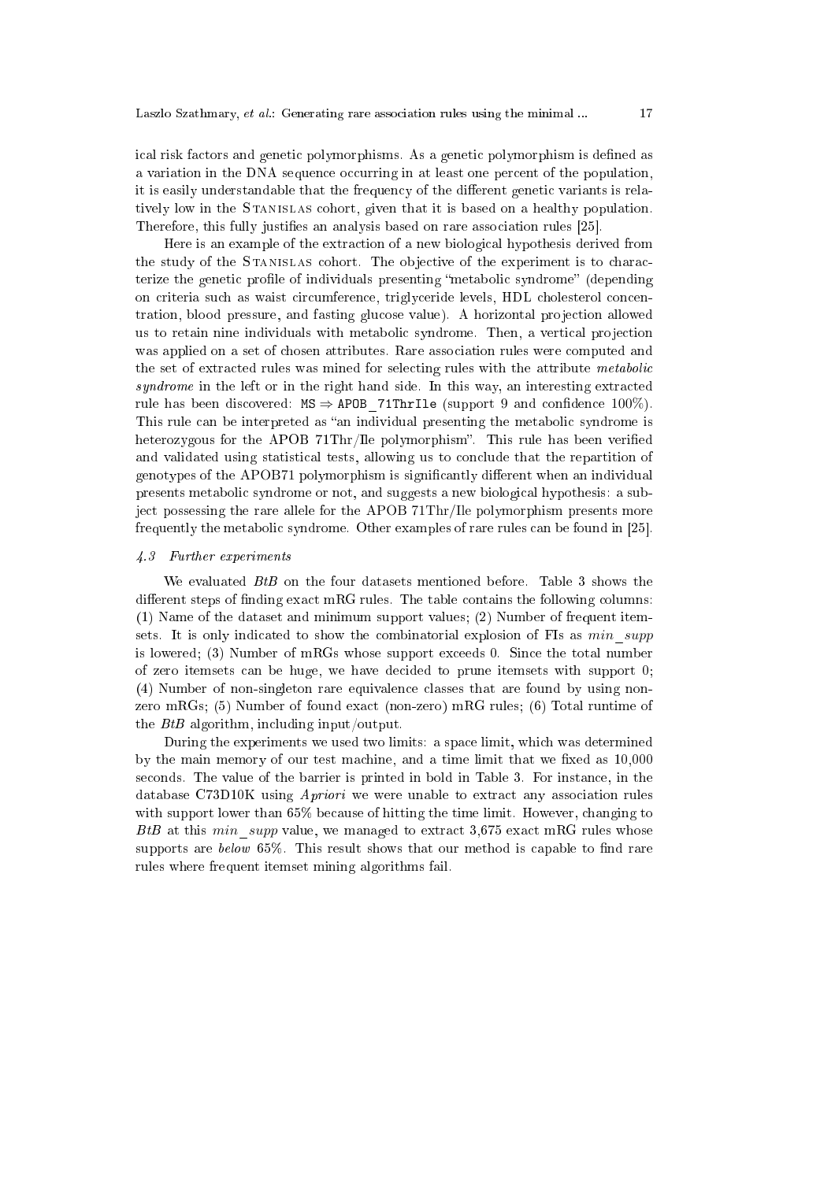ical risk factors and genetic polymorphisms. As a genetic polymorphism is defined as a variation in the DNA sequence occurring in at least one percent of the population, it is easily understandable that the frequency of the different genetic variants is relatively low in the Stanislas cohort, given that it is based on a healthy population. Therefore, this fully justifies an analysis based on rare association rules [25].

Here is an example of the extraction of a new biological hypothesis derived from the study of the Stanislas cohort. The objective of the experiment is to characterize the genetic profile of individuals presenting "metabolic syndrome" (depending on criteria such as waist circumference, triglyceride levels, HDL cholesterol concentration, blood pressure, and fasting glucose value). A horizontal projection allowed us to retain nine individuals with metabolic syndrome. Then, a vertical projection was applied on a set of chosen attributes. Rare association rules were computed and the set of extracted rules was mined for selecting rules with the attribute *metabolic syndrome* in the left or in the right hand side. In this way, an interesting extracted rule has been discovered: `MS` $\Rightarrow$ `APOB_71ThrIle` (support 9 and confidence 100%). This rule can be interpreted as "an individual presenting the metabolic syndrome is heterozygous for the APOB 71Thr/Ile polymorphism". This rule has been verified and validated using statistical tests, allowing us to conclude that the repartition of genotypes of the APOB71 polymorphism is significantly different when an individual presents metabolic syndrome or not, and suggests a new biological hypothesis: a subject possessing the rare allele for the APOB 71Thr/Ile polymorphism presents more frequently the metabolic syndrome. Other examples of rare rules can be found in [25].

### *4.3 Further experiments*

We evaluated *BtB* on the four datasets mentioned before. Table 3 shows the different steps of finding exact mRG rules. The table contains the following columns: (1) Name of the dataset and minimum support values; (2) Number of frequent itemsets. It is only indicated to show the combinatorial explosion of FIs as $min\_supp$ is lowered; (3) Number of mRGs whose support exceeds 0. Since the total number of zero itemsets can be huge, we have decided to prune itemsets with support 0; (4) Number of non-singleton rare equivalence classes that are found by using non-zero mRGs; (5) Number of found exact (non-zero) mRG rules; (6) Total runtime of the *BtB* algorithm, including input/output.

During the experiments we used two limits: a space limit, which was determined by the main memory of our test machine, and a time limit that we fixed as 10,000 seconds. The value of the barrier is printed in bold in Table 3. For instance, in the database C73D10K using *Apriori* we were unable to extract any association rules with support lower than 65% because of hitting the time limit. However, changing to *BtB* at this $min\_supp$ value, we managed to extract 3,675 exact mRG rules whose supports are *below* 65%. This result shows that our method is capable to find rare rules where frequent itemset mining algorithms fail.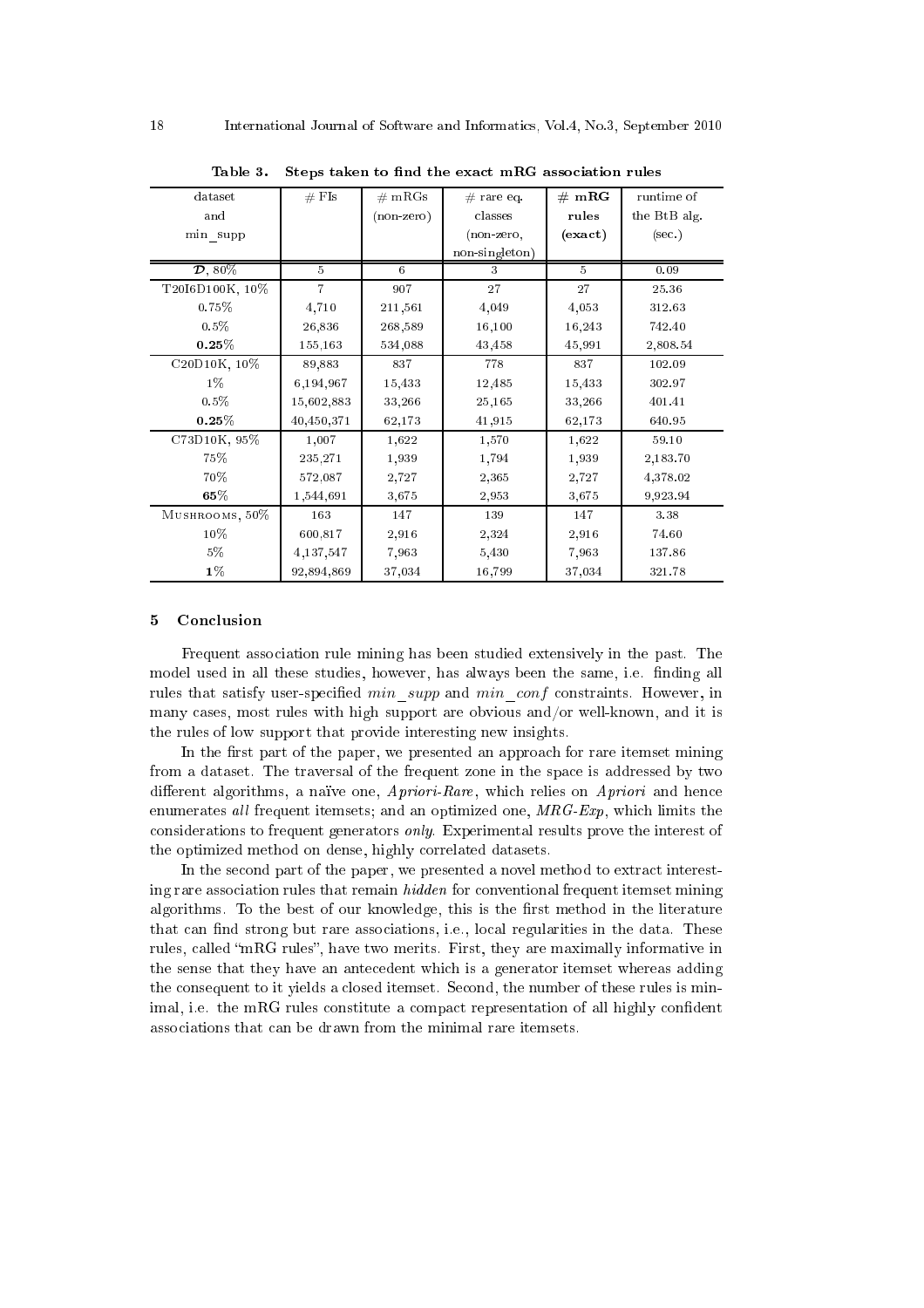**Table 3. Steps taken to find the exact mRG association rules**

| dataset and min_supp | # FIs | # mRGs (non-zero) | # rare eq. classes (non-zero, non-singleton) | **# mRG rules (exact)** | runtime of the BtB alg. (sec.) |
|---|---|---|---|---|---|
| $\mathcal{D}$, 80% | 5 | 6 | 3 | 5 | 0.09 |
| T20I6D100K, 10% | 7 | 907 | 27 | 27 | 25.36 |
| 0.75% | 4,710 | 211,561 | 4,049 | 4,053 | 312.63 |
| 0.5% | 26,836 | 268,589 | 16,100 | 16,243 | 742.40 |
| **0.25%** | 155,163 | 534,088 | 43,458 | 45,991 | 2,808.54 |
| C20D10K, 10% | 89,883 | 837 | 778 | 837 | 102.09 |
| 1% | 6,194,967 | 15,433 | 12,485 | 15,433 | 302.97 |
| 0.5% | 15,602,883 | 33,266 | 25,165 | 33,266 | 401.41 |
| **0.25%** | 40,450,371 | 62,173 | 41,915 | 62,173 | 640.95 |
| C73D10K, 95% | 1,007 | 1,622 | 1,570 | 1,622 | 59.10 |
| 75% | 235,271 | 1,939 | 1,794 | 1,939 | 2,183.70 |
| 70% | 572,087 | 2,727 | 2,365 | 2,727 | 4,378.02 |
| **65%** | 1,544,691 | 3,675 | 2,953 | 3,675 | 9,923.94 |
| Mushrooms, 50% | 163 | 147 | 139 | 147 | 3.38 |
| 10% | 600,817 | 2,916 | 2,324 | 2,916 | 74.60 |
| 5% | 4,137,547 | 7,963 | 5,430 | 7,963 | 137.86 |
| **1%** | 92,894,869 | 37,034 | 16,799 | 37,034 | 321.78 |

## 5 Conclusion

Frequent association rule mining has been studied extensively in the past. The model used in all these studies, however, has always been the same, i.e. finding all rules that satisfy user-specified *min_supp* and *min_conf* constraints. However, in many cases, most rules with high support are obvious and/or well-known, and it is the rules of low support that provide interesting new insights.

In the first part of the paper, we presented an approach for rare itemset mining from a dataset. The traversal of the frequent zone in the space is addressed by two different algorithms, a naïve one, *Apriori-Rare*, which relies on *Apriori* and hence enumerates *all* frequent itemsets; and an optimized one, *MRG-Exp*, which limits the considerations to frequent generators *only*. Experimental results prove the interest of the optimized method on dense, highly correlated datasets.

In the second part of the paper, we presented a novel method to extract interesting rare association rules that remain *hidden* for conventional frequent itemset mining algorithms. To the best of our knowledge, this is the first method in the literature that can find strong but rare associations, i.e., local regularities in the data. These rules, called "mRG rules", have two merits. First, they are maximally informative in the sense that they have an antecedent which is a generator itemset whereas adding the consequent to it yields a closed itemset. Second, the number of these rules is minimal, i.e. the mRG rules constitute a compact representation of all highly confident associations that can be drawn from the minimal rare itemsets.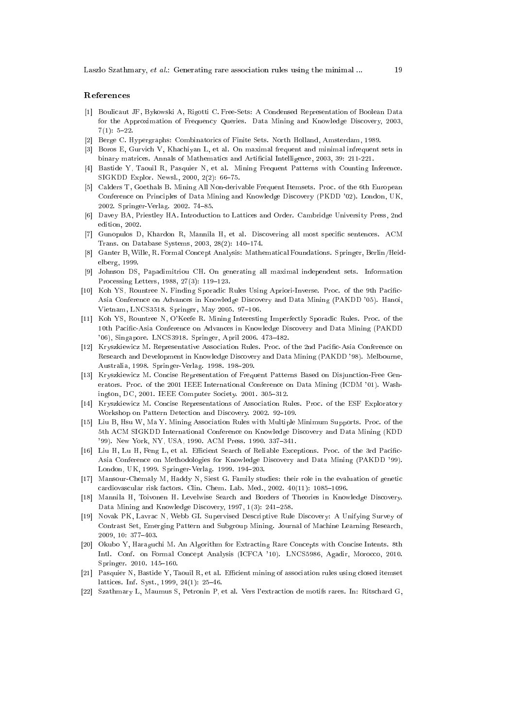## References

[1] Boulicaut JF, Bykowski A, Rigotti C. Free-Sets: A Condensed Representation of Boolean Data for the Approximation of Frequency Queries. Data Mining and Knowledge Discovery, 2003, 7(1): 5–22.

[2] Berge C. Hypergraphs: Combinatorics of Finite Sets. North Holland, Amsterdam, 1989.

[3] Boros E, Gurvich V, Khachiyan L, et al. On maximal frequent and minimal infrequent sets in binary matrices. Annals of Mathematics and Artificial Intelligence, 2003, 39: 211-221.

[4] Bastide Y, Taouil R, Pasquier N, et al. Mining Frequent Patterns with Counting Inference. SIGKDD Explor. Newsl., 2000, 2(2): 66–75.

[5] Calders T, Goethals B. Mining All Non-derivable Frequent Itemsets. Proc. of the 6th European Conference on Principles of Data Mining and Knowledge Discovery (PKDD '02). London, UK, 2002. Springer-Verlag. 2002. 74–85.

[6] Davey BA, Priestley HA. Introduction to Lattices and Order. Cambridge University Press, 2nd edition, 2002.

[7] Gunopulos D, Khardon R, Mannila H, et al. Discovering all most specific sentences. ACM Trans. on Database Systems, 2003, 28(2): 140–174.

[8] Ganter B, Wille, R. Formal Concept Analysis: Mathematical Foundations. Springer, Berlin/Heidelberg, 1999.

[9] Johnson DS, Papadimitriou CH. On generating all maximal independent sets. Information Processing Letters, 1988, 27(3): 119–123.

[10] Koh YS, Rountree N. Finding Sporadic Rules Using Apriori-Inverse. Proc. of the 9th Pacific-Asia Conference on Advances in Knowledge Discovery and Data Mining (PAKDD '05). Hanoi, Vietnam, LNCS3518. Springer, May 2005. 97–106.

[11] Koh YS, Rountree N, O'Keefe R. Mining Interesting Imperfectly Sporadic Rules. Proc. of the 10th Pacific-Asia Conference on Advances in Knowledge Discovery and Data Mining (PAKDD '06), Singapore. LNCS3918. Springer, April 2006. 473–482.

[12] Kryszkiewicz M. Representative Association Rules. Proc. of the 2nd Pacific-Asia Conference on Research and Development in Knowledge Discovery and Data Mining (PAKDD '98). Melbourne, Australia, 1998. Springer-Verlag. 1998. 198–209.

[13] Kryszkiewicz M. Concise Representation of Frequent Patterns Based on Disjunction-Free Generators. Proc. of the 2001 IEEE International Conference on Data Mining (ICDM '01). Washington, DC, 2001. IEEE Computer Society. 2001. 305–312.

[14] Kryszkiewicz M. Concise Representations of Association Rules. Proc. of the ESF Exploratory Workshop on Pattern Detection and Discovery. 2002. 92–109.

[15] Liu B, Hsu W, Ma Y. Mining Association Rules with Multiple Minimum Supports. Proc. of the 5th ACM SIGKDD International Conference on Knowledge Discovery and Data Mining (KDD '99). New York, NY, USA, 1990. ACM Press. 1990. 337–341.

[16] Liu H, Lu H, Feng L, et al. Efficient Search of Reliable Exceptions. Proc. of the 3rd Pacific-Asia Conference on Methodologies for Knowledge Discovery and Data Mining (PAKDD '99). London, UK, 1999. Springer-Verlag. 1999. 194–203.

[17] Mansour-Chemaly M, Haddy N, Siest G. Family studies: their role in the evaluation of genetic cardiovascular risk factors. Clin. Chem. Lab. Med., 2002. 40(11): 1085–1096.

[18] Mannila H, Toivonen H. Levelwise Search and Borders of Theories in Knowledge Discovery. Data Mining and Knowledge Discovery, 1997, 1(3): 241–258.

[19] Novak PK, Lavrac N, Webb GI. Supervised Descriptive Rule Discovery: A Unifying Survey of Contrast Set, Emerging Pattern and Subgroup Mining. Journal of Machine Learning Research, 2009, 10: 377–403.

[20] Okubo Y, Haraguchi M. An Algorithm for Extracting Rare Concepts with Concise Intents. 8th Intl. Conf. on Formal Concept Analysis (ICFCA '10). LNCS5986, Agadir, Morocco, 2010. Springer. 2010. 145–160.

[21] Pasquier N, Bastide Y, Taouil R, et al. Efficient mining of association rules using closed itemset lattices. Inf. Syst., 1999, 24(1): 25–46.

[22] Szathmary L, Maumus S, Petronin P, et al. Vers l'extraction de motifs rares. In: Ritschard G,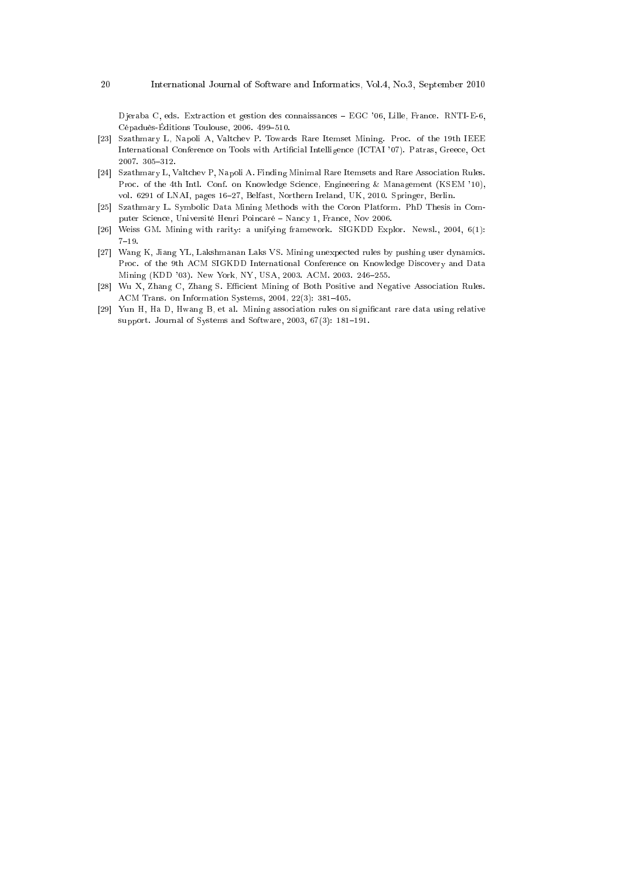Djeraba C, eds. Extraction et gestion des connaissances – EGC '06, Lille, France. RNTI-E-6, Cépaduès-Éditions Toulouse, 2006. 499–510.

[23] Szathmary L, Napoli A, Valtchev P. Towards Rare Itemset Mining. Proc. of the 19th IEEE International Conference on Tools with Artificial Intelligence (ICTAI '07). Patras, Greece, Oct 2007. 305–312.

[24] Szathmary L, Valtchev P, Napoli A. Finding Minimal Rare Itemsets and Rare Association Rules. Proc. of the 4th Intl. Conf. on Knowledge Science, Engineering & Management (KSEM '10), vol. 6291 of LNAI, pages 16–27, Belfast, Northern Ireland, UK, 2010. Springer, Berlin.

[25] Szathmary L. Symbolic Data Mining Methods with the Coron Platform. PhD Thesis in Computer Science, Université Henri Poincaré – Nancy 1, France, Nov 2006.

[26] Weiss GM. Mining with rarity: a unifying framework. SIGKDD Explor. Newsl., 2004, 6(1): 7–19.

[27] Wang K, Jiang YL, Lakshmanan Laks VS. Mining unexpected rules by pushing user dynamics. Proc. of the 9th ACM SIGKDD International Conference on Knowledge Discovery and Data Mining (KDD '03). New York, NY, USA, 2003. ACM. 2003. 246–255.

[28] Wu X, Zhang C, Zhang S. Efficient Mining of Both Positive and Negative Association Rules. ACM Trans. on Information Systems, 2004, 22(3): 381–405.

[29] Yun H, Ha D, Hwang B, et al. Mining association rules on significant rare data using relative support. Journal of Systems and Software, 2003, 67(3): 181–191.